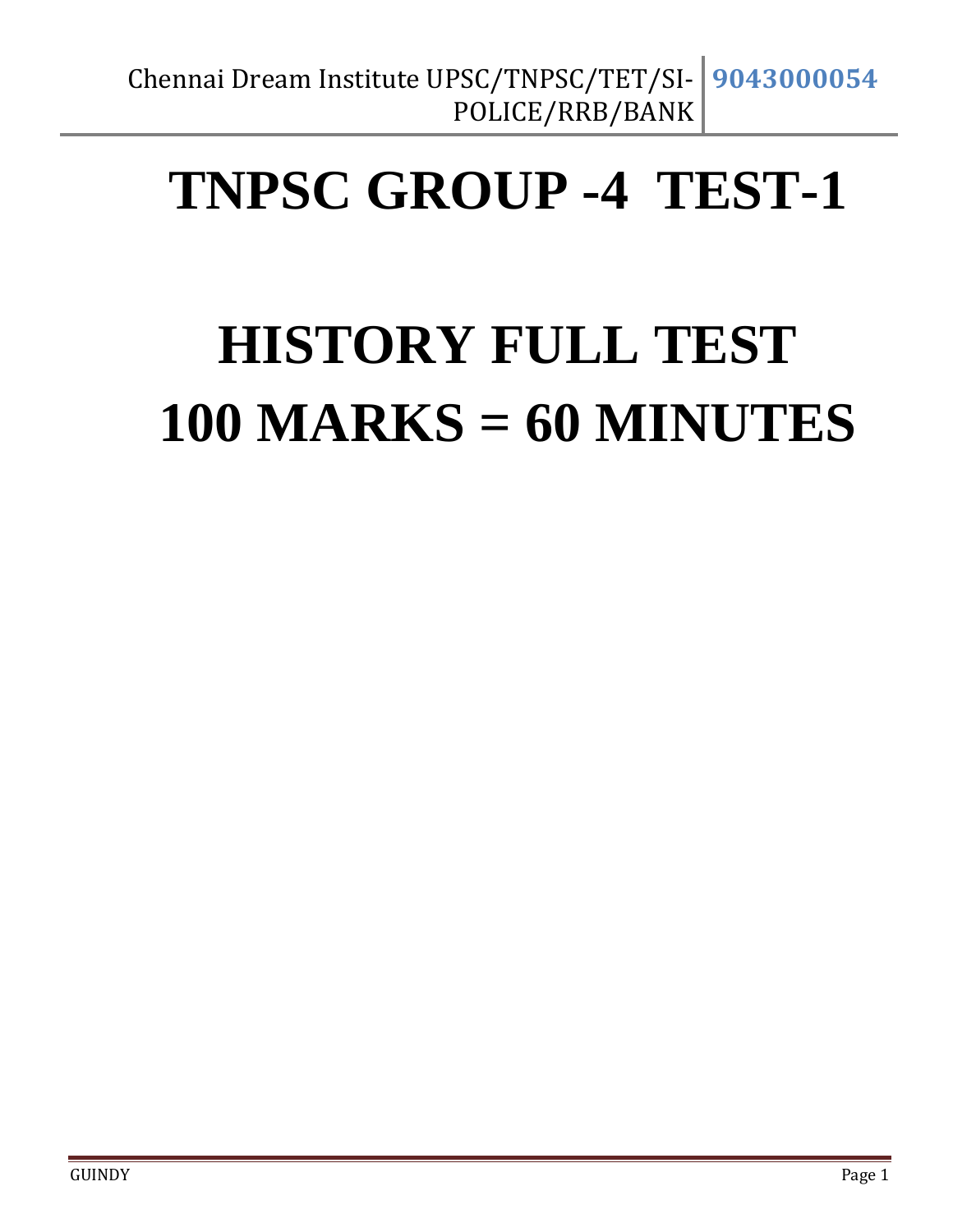# TNPSC GROUP -4 TEST-1

# HISTORY FULL TEST

# 100 MARKS = 60 MINUTES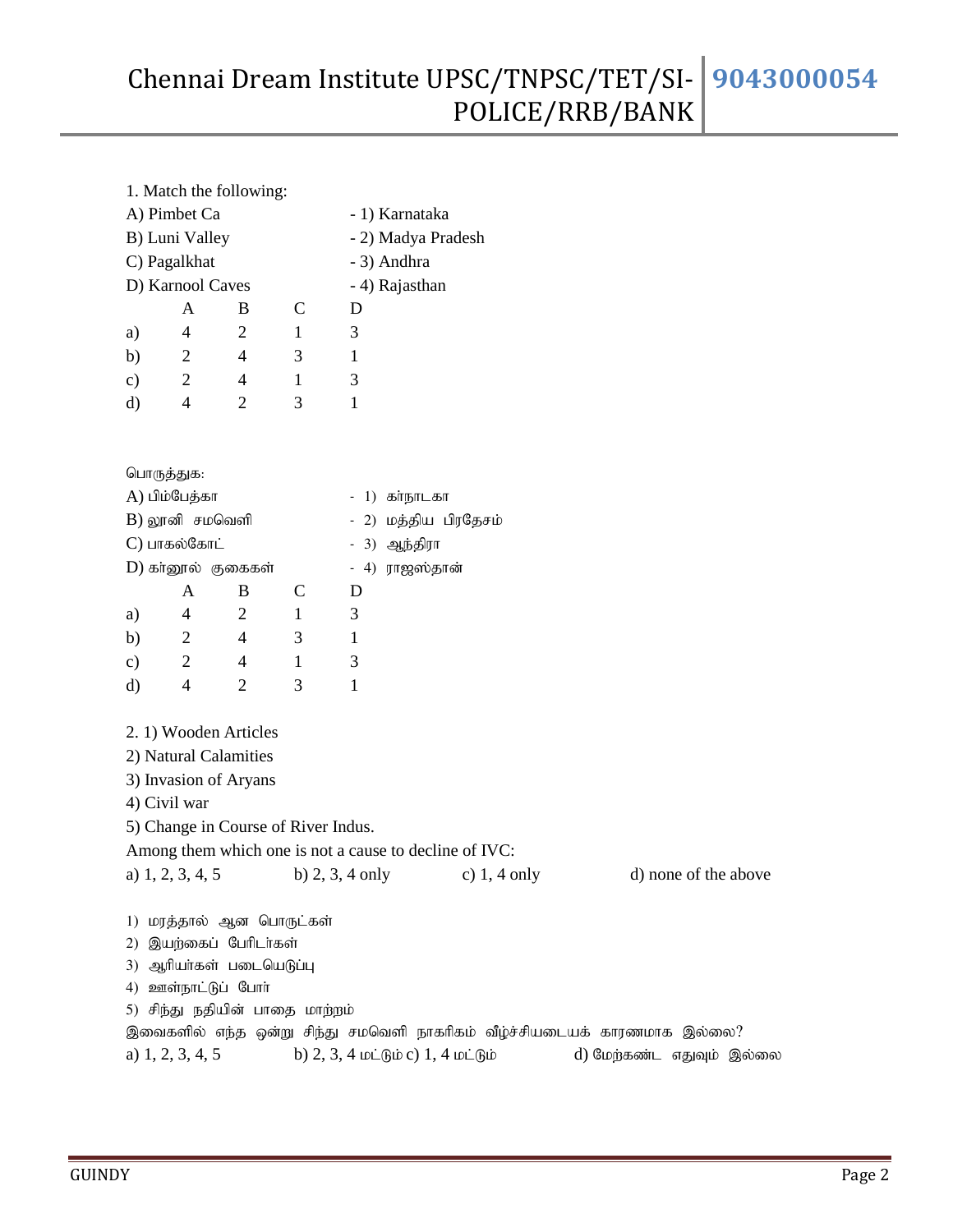1. Match the following:

A) Pimbet Ca - 1) Karnataka

B) Luni Valley - 2) Madya Pradesh

C) Pagalkhat - 3) Andhra

D) Karnool Caves - 4) Rajasthan

| | A | B | C | D |
|---|---|---|---|---|
| a) | 4 | 2 | 1 | 3 |
| b) | 2 | 4 | 3 | 1 |
| c) | 2 | 4 | 1 | 3 |
| d) | 4 | 2 | 3 | 1 |

பொருத்துக:

A) பிம்பேத்கா - 1) கர்நாடகா

B) லூனி சமவெளி - 2) மத்திய பிரதேசம்

C) பாகல்கோட் - 3) ஆந்திரா

D) கர்னூல் குகைகள் - 4) ராஜஸ்தான்

| | A | B | C | D |
|---|---|---|---|---|
| a) | 4 | 2 | 1 | 3 |
| b) | 2 | 4 | 3 | 1 |
| c) | 2 | 4 | 1 | 3 |
| d) | 4 | 2 | 3 | 1 |

2. 1) Wooden Articles

2) Natural Calamities

3) Invasion of Aryans

4) Civil war

5) Change in Course of River Indus.

Among them which one is not a cause to decline of IVC:

a) 1, 2, 3, 4, 5 b) 2, 3, 4 only c) 1, 4 only d) none of the above

1) மரத்தால் ஆன பொருட்கள்

2) இயற்கைப் பேரிடர்கள்

3) ஆரியர்கள் படையெடுப்பு

4) ஊள்நாட்டுப் போர்

5) சிந்து நதியின் பாதை மாற்றம்

இவைகளில் எந்த ஒன்று சிந்து சமவெளி நாகரிகம் வீழ்ச்சியடையக் காரணமாக இல்லை?

a) 1, 2, 3, 4, 5 b) 2, 3, 4 மட்டும் c) 1, 4 மட்டும் d) மேற்கண்ட எதுவும் இல்லை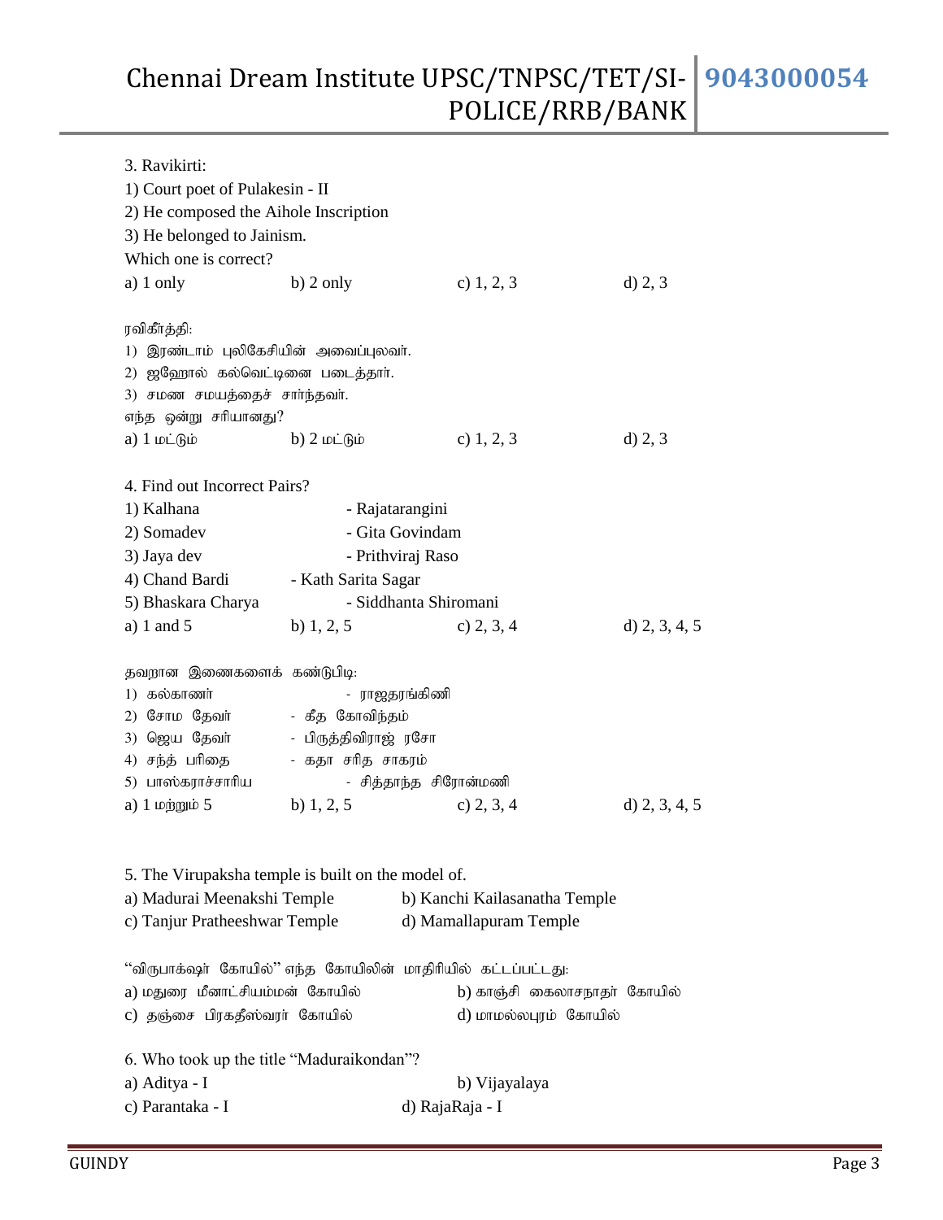3. Ravikirti:

1) Court poet of Pulakesin - II

2) He composed the Aihole Inscription

3) He belonged to Jainism.

Which one is correct?

a) 1 only　　　b) 2 only　　　c) 1, 2, 3　　　d) 2, 3

ரவிகீர்த்தி:

1) இரண்டாம் புலிகேசியின் அவைப்புலவர்.

2) ஐஹோல் கல்வெட்டினை படைத்தார்.

3) சமண சமயத்தைச் சார்ந்தவர்.

எந்த ஒன்று சரியானது?

a) 1 மட்டும்　　　b) 2 மட்டும்　　　c) 1, 2, 3　　　d) 2, 3

4. Find out Incorrect Pairs?

1) Kalhana - Rajatarangini

2) Somadev - Gita Govindam

3) Jaya dev - Prithviraj Raso

4) Chand Bardi - Kath Sarita Sagar

5) Bhaskara Charya - Siddhanta Shiromani

a) 1 and 5　　　b) 1, 2, 5　　　c) 2, 3, 4　　　d) 2, 3, 4, 5

தவறான இணைகளைக் கண்டுபிடி:

1) கல்காணர் - ராஜதரங்கிணி

2) சோம தேவர் - கீத கோவிந்தம்

3) ஜெய தேவர் - பிருத்திவிராஜ் ரசோ

4) சந்த் பரிதை - கதா சரித சாகரம்

5) பாஸ்கராச்சாரிய - சித்தாந்த சிரோன்மணி

a) 1 மற்றும் 5　　　b) 1, 2, 5　　　c) 2, 3, 4　　　d) 2, 3, 4, 5

5. The Virupaksha temple is built on the model of.

a) Madurai Meenakshi Temple　　　b) Kanchi Kailasanatha Temple

c) Tanjur Pratheeshwar Temple　　　d) Mamallapuram Temple

“விருபாக்ஷர் கோயில்” எந்த கோயிலின் மாதிரியில் கட்டப்பட்டது:

a) மதுரை மீனாட்சியம்மன் கோயில்　　　b) காஞ்சி கைலாசநாதர் கோயில்

c) தஞ்சை பிரகதீஸ்வரர் கோயில்　　　d) மாமல்லபுரம் கோயில்

6. Who took up the title “Maduraikondan”?

a) Aditya - I　　　b) Vijayalaya

c) Parantaka - I　　　d) RajaRaja - I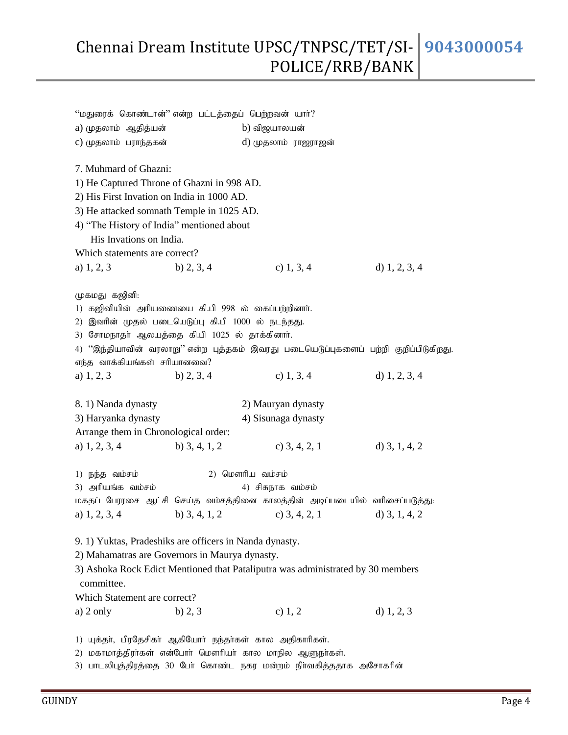"மதுரைக் கொண்டான்" என்ற பட்டத்தைப் பெற்றவன் யார்?

a) முதலாம் ஆதித்யன்　　b) விஜயாலயன்

c) முதலாம் பராந்தகன்　　d) முதலாம் ராஜராஜன்

7. Muhmard of Ghazni:

1) He Captured Throne of Ghazni in 998 AD.

2) His First Invation on India in 1000 AD.

3) He attacked somnath Temple in 1025 AD.

4) "The History of India" mentioned about His Invations on India.

Which statements are correct?

a) 1, 2, 3　　b) 2, 3, 4　　c) 1, 3, 4　　d) 1, 2, 3, 4

முகமது கஜினி:

1) கஜினியின் அரியணையை கி.பி 998 ல் கைப்பற்றினார்.

2) இவரின் முதல் படையெடுப்பு கி.பி 1000 ல் நடந்தது.

3) சோமநாதர் ஆலயத்தை கி.பி 1025 ல் தாக்கினார்.

4) "இந்தியாவின் வரலாறு" என்ற புத்தகம் இவரது படையெடுப்புகளைப் பற்றி குறிப்பிடுகிறது.

எந்த வாக்கியங்கள் சரியானவை?

a) 1, 2, 3　　b) 2, 3, 4　　c) 1, 3, 4　　d) 1, 2, 3, 4

8. 1) Nanda dynasty　　2) Mauryan dynasty

3) Haryanka dynasty　　4) Sisunaga dynasty

Arrange them in Chronological order:

a) 1, 2, 3, 4　　b) 3, 4, 1, 2　　c) 3, 4, 2, 1　　d) 3, 1, 4, 2

1) நந்த வம்சம்　　2) மௌரிய வம்சம்

3) அரியங்க வம்சம்　　4) சிசுநாக வம்சம்

மகதப் பேரரசை ஆட்சி செய்த வம்சத்தினை காலத்தின் அடிப்படையில் வரிசைப்படுத்து:

a) 1, 2, 3, 4　　b) 3, 4, 1, 2　　c) 3, 4, 2, 1　　d) 3, 1, 4, 2

9. 1) Yuktas, Pradeshiks are officers in Nanda dynasty.

2) Mahamatras are Governors in Maurya dynasty.

3) Ashoka Rock Edict Mentioned that Pataliputra was administrated by 30 members committee.

Which Statement are correct?

a) 2 only　　b) 2, 3　　c) 1, 2　　d) 1, 2, 3

1) யுக்தர், பிரதேசிகர் ஆகியோர் நந்தர்கள் கால அதிகாரிகள்.

2) மகாமாத்திரர்கள் என்போர் மௌரியர் கால மாநில ஆளுநர்கள்.

3) பாடலிபுத்திரத்தை 30 பேர் கொண்ட நகர மன்றம் நிர்வகித்ததாக அசோகரின்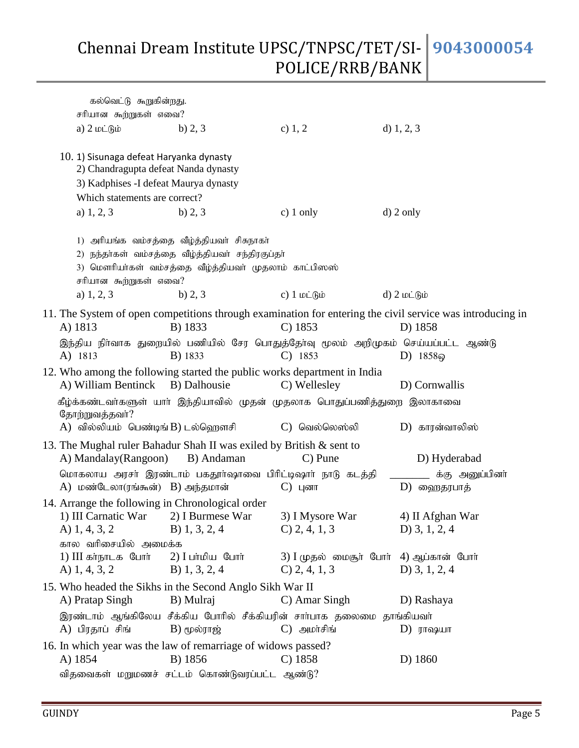கல்வெட்டு கூறுகின்றது.

சரியான கூற்றுகள் எவை?

a) 2 மட்டும் b) 2, 3 c) 1, 2 d) 1, 2, 3

10. 1) Sisunaga defeat Haryanka dynasty
2) Chandragupta defeat Nanda dynasty
3) Kadphises -I defeat Maurya dynasty

Which statements are correct?

a) 1, 2, 3 b) 2, 3 c) 1 only d) 2 only

1) அரியங்க வம்சத்தை வீழ்த்தியவர் சிசுநாகர்
2) நந்தர்கள் வம்சத்தை வீழ்த்தியவர் சந்திரகுப்தர்
3) மௌரியர்கள் வம்சத்தை வீழ்த்தியவர் முதலாம் காட்பிஸஸ்

சரியான கூற்றுகள் எவை?

a) 1, 2, 3 b) 2, 3 c) 1 மட்டும் d) 2 மட்டும்

11. The System of open competitions through examination for entering the civil service was introducing in

A) 1813 B) 1833 C) 1853 D) 1858

இந்திய நிர்வாக துறையில் பணியில் சேர பொதுத்தேர்வு மூலம் அறிமுகம் செய்யப்பட்ட ஆண்டு

A) 1813 B) 1833 C) 1853 D) 1858ஒ

12. Who among the following started the public works department in India

A) William Bentinck B) Dalhousie C) Wellesley D) Cornwallis

கீழ்க்கண்டவர்களுள் யார் இந்தியாவில் முதன் முதலாக பொதுப்பணித்துறை இலாகாவை தோற்றுவத்தவர்?

A) வில்லியம் பெண்டிங் B) டல்ஹௌசி C) வெல்லெஸ்லி D) காரன்வாலிஸ்

13. The Mughal ruler Bahadur Shah II was exiled by British & sent to

A) Mandalay(Rangoon) B) Andaman C) Pune D) Hyderabad

மொகலாய அரசர் இரண்டாம் பகதூர்ஷாவை பிரிட்டிஷார் நாடு கடத்தி _______ க்கு அனுப்பினர்

A) மண்டேலா(ரங்கூன்) B) அந்தமான் C) புனா D) ஹைதரபாத்

14. Arrange the following in Chronological order

1) III Carnatic War 2) I Burmese War 3) I Mysore War 4) II Afghan War

A) 1, 4, 3, 2 B) 1, 3, 2, 4 C) 2, 4, 1, 3 D) 3, 1, 2, 4

கால வரிசையில் அமைக்க

1) III கர்நாடக போர் 2) I பர்மிய போர் 3) I முதல் மைசூர் போர் 4) ஆப்கான் போர்

A) 1, 4, 3, 2 B) 1, 3, 2, 4 C) 2, 4, 1, 3 D) 3, 1, 2, 4

15. Who headed the Sikhs in the Second Anglo Sikh War II

A) Pratap Singh B) Mulraj C) Amar Singh D) Rashaya

இரண்டாம் ஆங்கிலேய சீக்கிய போரில் சீக்கியரின் சார்பாக தலைமை தாங்கியவர்

A) பிரதாப் சிங் B) மூல்ராஜ் C) அமர்சிங் D) ராஷயா

16. In which year was the law of remarriage of widows passed?

A) 1854 B) 1856 C) 1858 D) 1860

விதவைகள் மறுமணச் சட்டம் கொண்டுவரப்பட்ட ஆண்டு?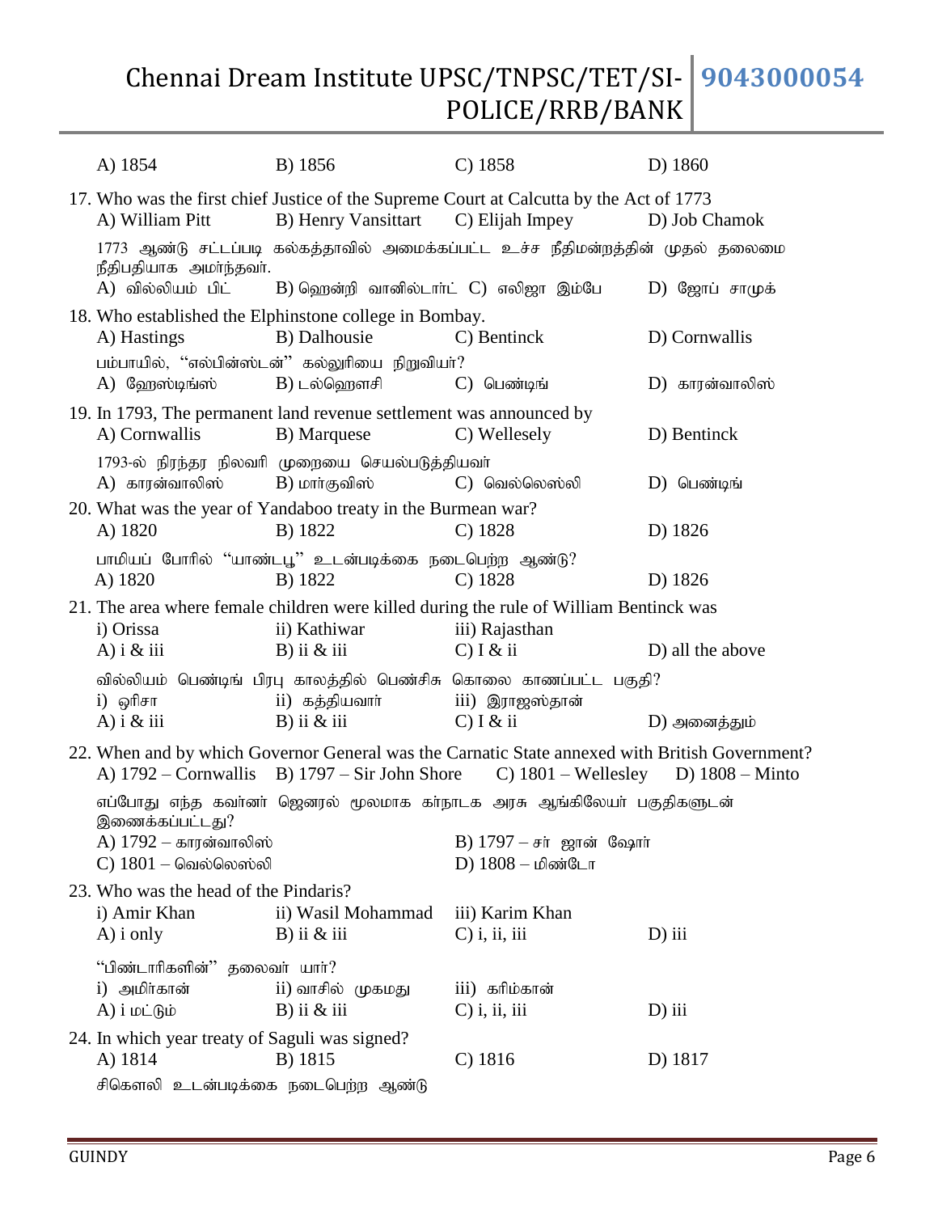A) 1854 B) 1856 C) 1858 D) 1860

17. Who was the first chief Justice of the Supreme Court at Calcutta by the Act of 1773
A) William Pitt B) Henry Vansittart C) Elijah Impey D) Job Chamok

1773 ஆண்டு சட்டப்படி கல்கத்தாவில் அமைக்கப்பட்ட உச்ச நீதிமன்றத்தின் முதல் தலைமை நீதிபதியாக அமர்ந்தவர்.
A) வில்லியம் பிட் B) ஹென்றி வானில்டார்ட் C) எலிஜா இம்பே D) ஜோப் சாமுக்

18. Who established the Elphinstone college in Bombay.
A) Hastings B) Dalhousie C) Bentinck D) Cornwallis

பம்பாயில், "எல்பின்ஸ்டன்" கல்லூரியை நிறுவியா்?
A) ஹேஸ்டிங்ஸ் B) டல்ஹௌசி C) பெண்டிங் D) காரன்வாலிஸ்

19. In 1793, The permanent land revenue settlement was announced by
A) Cornwallis B) Marquese C) Wellesely D) Bentinck

1793-ல் நிரந்தர நிலவரி முறையை செயல்படுத்தியவர்
A) காரன்வாலிஸ் B) மார்குவிஸ் C) வெல்லெஸ்லி D) பெண்டிங்

20. What was the year of Yandaboo treaty in the Burmean war?
A) 1820 B) 1822 C) 1828 D) 1826

பாமியப் போரில் "யாண்டபூ" உடன்படிக்கை நடைபெற்ற ஆண்டு?
A) 1820 B) 1822 C) 1828 D) 1826

21. The area where female children were killed during the rule of William Bentinck was
i) Orissa ii) Kathiwar iii) Rajasthan
A) i & iii B) ii & iii C) I & ii D) all the above

வில்லியம் பெண்டிங் பிரபு காலத்தில் பெண்சிசு கொலை காணப்பட்ட பகுதி?
i) ஒரிசா ii) கத்தியவார் iii) இராஜஸ்தான்
A) i & iii B) ii & iii C) I & ii D) அனைத்தும்

22. When and by which Governor General was the Carnatic State annexed with British Government?
A) 1792 – Cornwallis B) 1797 – Sir John Shore C) 1801 – Wellesley D) 1808 – Minto

எப்போது எந்த கவர்னர் ஜெனரல் மூலமாக கர்நாடக அரசு ஆங்கிலேயர் பகுதிகளுடன் இணைக்கப்பட்டது?
A) 1792 – காரன்வாலிஸ் B) 1797 – சர் ஜான் ஷோர்
C) 1801 – வெல்லெஸ்லி D) 1808 – மிண்டோ

23. Who was the head of the Pindaris?
i) Amir Khan ii) Wasil Mohammad iii) Karim Khan
A) i only B) ii & iii C) i, ii, iii D) iii

"பிண்டாரிகளின்" தலைவர் யார்?
i) அமிர்கான் ii) வாசில் முகமது iii) கரிம்கான்
A) i மட்டும் B) ii & iii C) i, ii, iii D) iii

24. In which year treaty of Saguli was signed?
A) 1814 B) 1815 C) 1816 D) 1817

சிகௌலி உடன்படிக்கை நடைபெற்ற ஆண்டு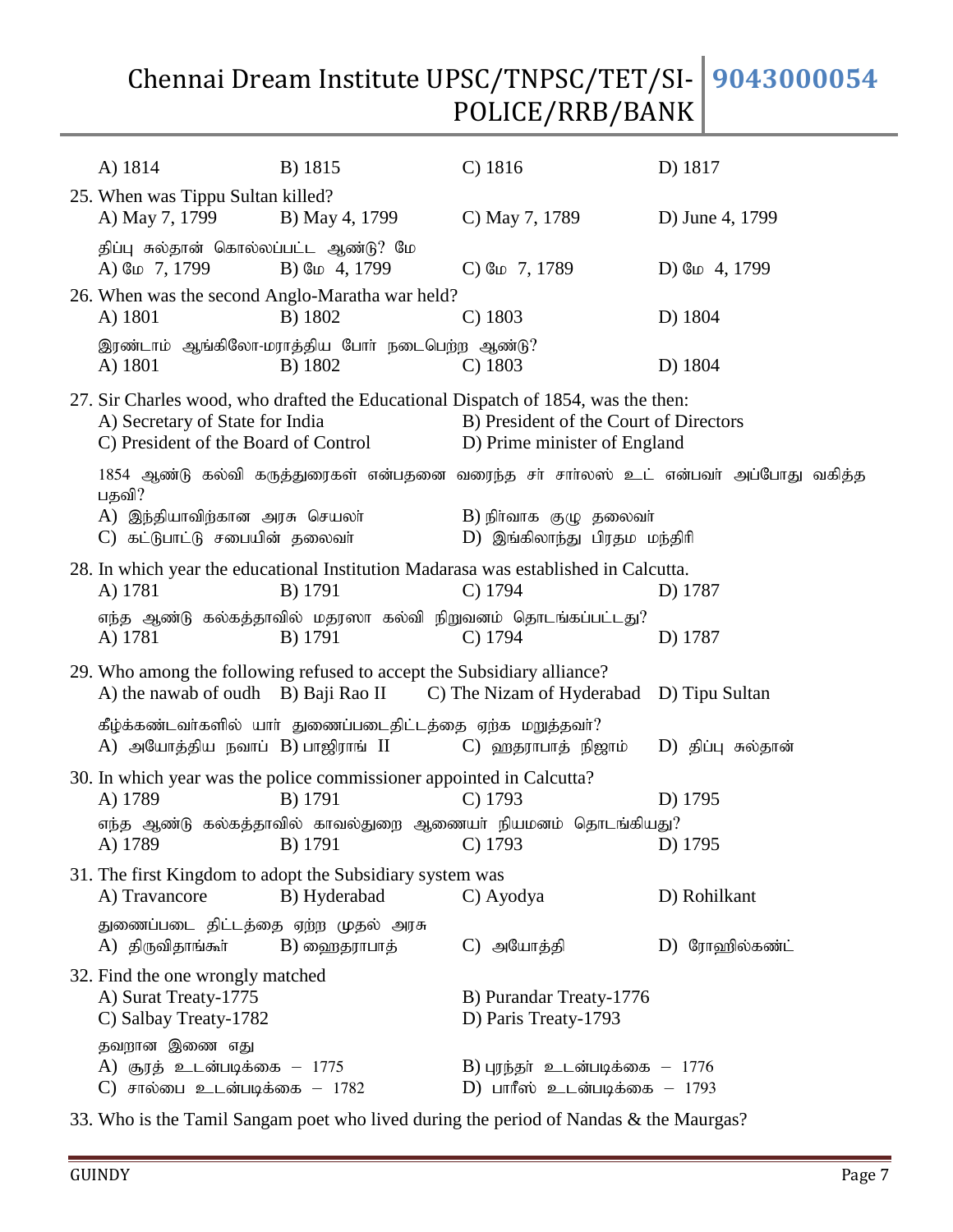A) 1814 B) 1815 C) 1816 D) 1817

25. When was Tippu Sultan killed?
A) May 7, 1799 B) May 4, 1799 C) May 7, 1789 D) June 4, 1799

திப்பு சுல்தான் கொல்லப்பட்ட ஆண்டு? மே
A) மே 7, 1799 B) மே 4, 1799 C) மே 7, 1789 D) மே 4, 1799

26. When was the second Anglo-Maratha war held?
A) 1801 B) 1802 C) 1803 D) 1804

இரண்டாம் ஆங்கிலோ-மராத்திய போர் நடைபெற்ற ஆண்டு?
A) 1801 B) 1802 C) 1803 D) 1804

27. Sir Charles wood, who drafted the Educational Dispatch of 1854, was the then:
A) Secretary of State for India B) President of the Court of Directors
C) President of the Board of Control D) Prime minister of England

1854 ஆண்டு கல்வி கருத்துரைகள் என்பதனை வரைந்த சர் சார்லஸ் உட் என்பவர் அப்போது வகித்த பதவி?
A) இந்தியாவிற்கான அரசு செயலர் B) நிர்வாக குழு தலைவர்
C) கட்டுபாட்டு சபையின் தலைவர் D) இங்கிலாந்து பிரதம மந்திரி

28. In which year the educational Institution Madarasa was established in Calcutta.
A) 1781 B) 1791 C) 1794 D) 1787

எந்த ஆண்டு கல்கத்தாவில் மதரஸா கல்வி நிறுவனம் தொடங்கப்பட்டது?
A) 1781 B) 1791 C) 1794 D) 1787

29. Who among the following refused to accept the Subsidiary alliance?
A) the nawab of oudh B) Baji Rao II C) The Nizam of Hyderabad D) Tipu Sultan

கீழ்க்கண்டவர்களில் யார் துணைப்படைதிட்டத்தை ஏற்க மறுத்தவர்?
A) அயோத்திய நவாப் B) பாஜிராங் II C) ஹதராபாத் நிஜாம் D) திப்பு சுல்தான்

30. In which year was the police commissioner appointed in Calcutta?
A) 1789 B) 1791 C) 1793 D) 1795

எந்த ஆண்டு கல்கத்தாவில் காவல்துறை ஆணையர் நியமனம் தொடங்கியது?
A) 1789 B) 1791 C) 1793 D) 1795

31. The first Kingdom to adopt the Subsidiary system was
A) Travancore B) Hyderabad C) Ayodya D) Rohilkant

துணைப்படை திட்டத்தை ஏற்ற முதல் அரசு
A) திருவிதாங்கூர் B) ஹைதராபாத் C) அயோத்தி D) ரோஹில்கண்ட்

32. Find the one wrongly matched
A) Surat Treaty-1775 B) Purandar Treaty-1776
C) Salbay Treaty-1782 D) Paris Treaty-1793

தவறான இணை எது
A) சூரத் உடன்படிக்கை – 1775 B) புரந்தர் உடன்படிக்கை – 1776
C) சால்பை உடன்படிக்கை – 1782 D) பாரீஸ் உடன்படிக்கை – 1793

33. Who is the Tamil Sangam poet who lived during the period of Nandas & the Maurgas?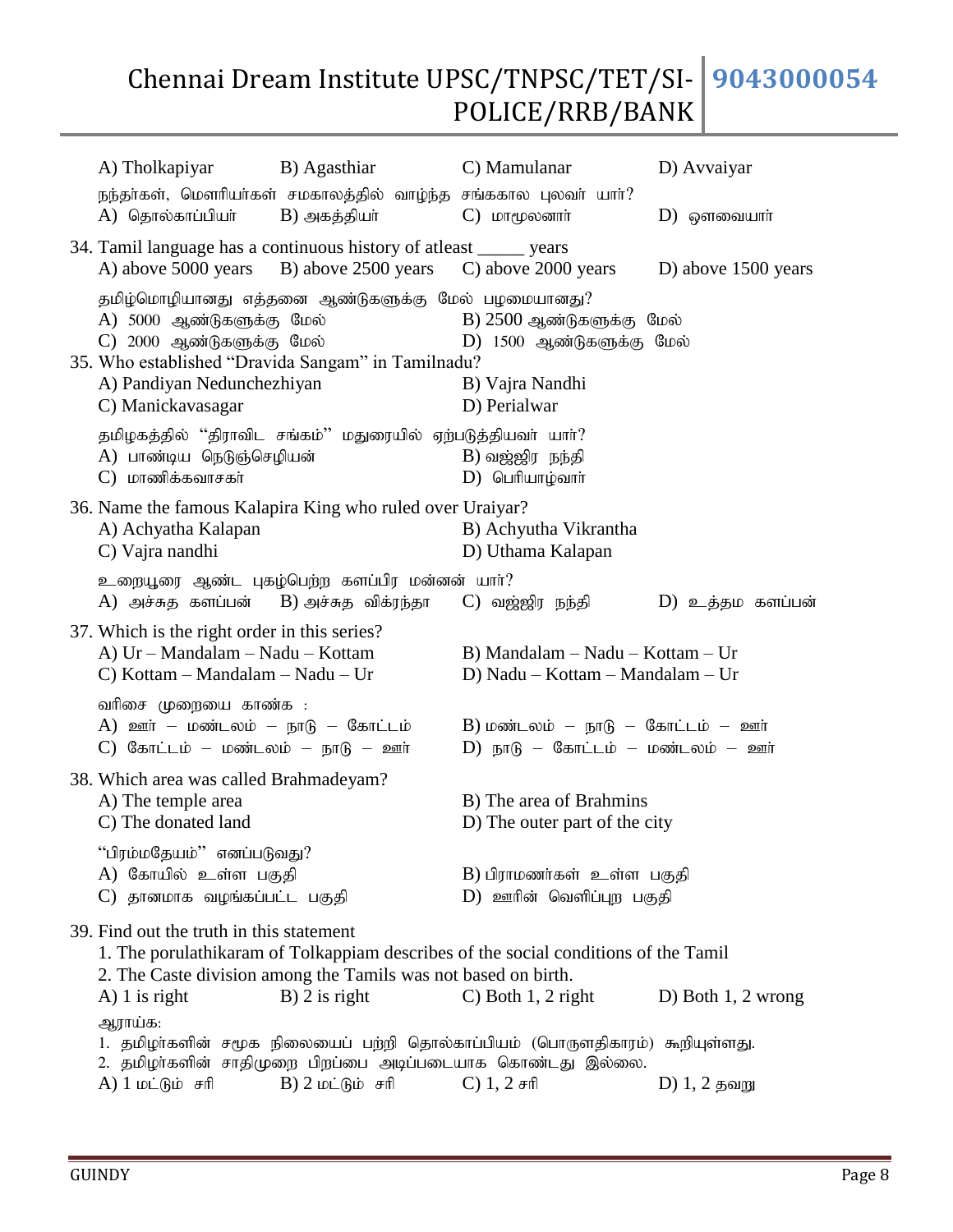A) Tholkapiyar B) Agasthiar C) Mamulanar D) Avvaiyar

நந்தர்கள், மௌரியர்கள் சமகாலத்தில் வாழ்ந்த சங்ககால புலவர் யார்?

A) தொல்காப்பியர் B) அகத்தியர் C) மாமூலனார் D) ஔவையார்

34. Tamil language has a continuous history of atleast _____ years

A) above 5000 years B) above 2500 years C) above 2000 years D) above 1500 years

தமிழ்மொழியானது எத்தனை ஆண்டுகளுக்கு மேல் பழமையானது?

A) 5000 ஆண்டுகளுக்கு மேல் B) 2500 ஆண்டுகளுக்கு மேல்
C) 2000 ஆண்டுகளுக்கு மேல் D) 1500 ஆண்டுகளுக்கு மேல்

35. Who established "Dravida Sangam" in Tamilnadu?

A) Pandiyan Nedunchezhiyan B) Vajra Nandhi
C) Manickavasagar D) Perialwar

தமிழகத்தில் "திராவிட சங்கம்" மதுரையில் ஏற்படுத்தியவர் யார்?

A) பாண்டிய நெடுஞ்செழியன் B) வஜ்ஜிர நந்தி
C) மாணிக்கவாசகர் D) பெரியாழ்வார்

36. Name the famous Kalapira King who ruled over Uraiyar?

A) Achyatha Kalapan B) Achyutha Vikrantha
C) Vajra nandhi D) Uthama Kalapan

உறையூரை ஆண்ட புகழ்பெற்ற களப்பிர மன்னன் யார்?

A) அச்சுத களப்பன் B) அச்சுத விக்ரந்தா C) வஜ்ஜிர நந்தி D) உத்தம களப்பன்

37. Which is the right order in this series?

A) Ur – Mandalam – Nadu – Kottam B) Mandalam – Nadu – Kottam – Ur
C) Kottam – Mandalam – Nadu – Ur D) Nadu – Kottam – Mandalam – Ur

வரிசை முறையை காண்க :

A) ஊர் – மண்டலம் – நாடு – கோட்டம் B) மண்டலம் – நாடு – கோட்டம் – ஊர்
C) கோட்டம் – மண்டலம் – நாடு – ஊர் D) நாடு – கோட்டம் – மண்டலம் – ஊர்

38. Which area was called Brahmadeyam?

A) The temple area B) The area of Brahmins
C) The donated land D) The outer part of the city

"பிரம்மதேயம்" எனப்படுவது?

A) கோயில் உள்ள பகுதி B) பிராமணர்கள் உள்ள பகுதி
C) தானமாக வழங்கப்பட்ட பகுதி D) ஊரின் வெளிப்புற பகுதி

39. Find out the truth in this statement

1. The porulathikaram of Tolkappiam describes of the social conditions of the Tamil
2. The Caste division among the Tamils was not based on birth.

A) 1 is right B) 2 is right C) Both 1, 2 right D) Both 1, 2 wrong

ஆராய்க:

1. தமிழர்களின் சமூக நிலையைப் பற்றி தொல்காப்பியம் (பொருளதிகாரம்) கூறியுள்ளது.
2. தமிழர்களின் சாதிமுறை பிறப்பை அடிப்படையாக கொண்டது இல்லை.

A) 1 மட்டும் சரி B) 2 மட்டும் சரி C) 1, 2 சரி D) 1, 2 தவறு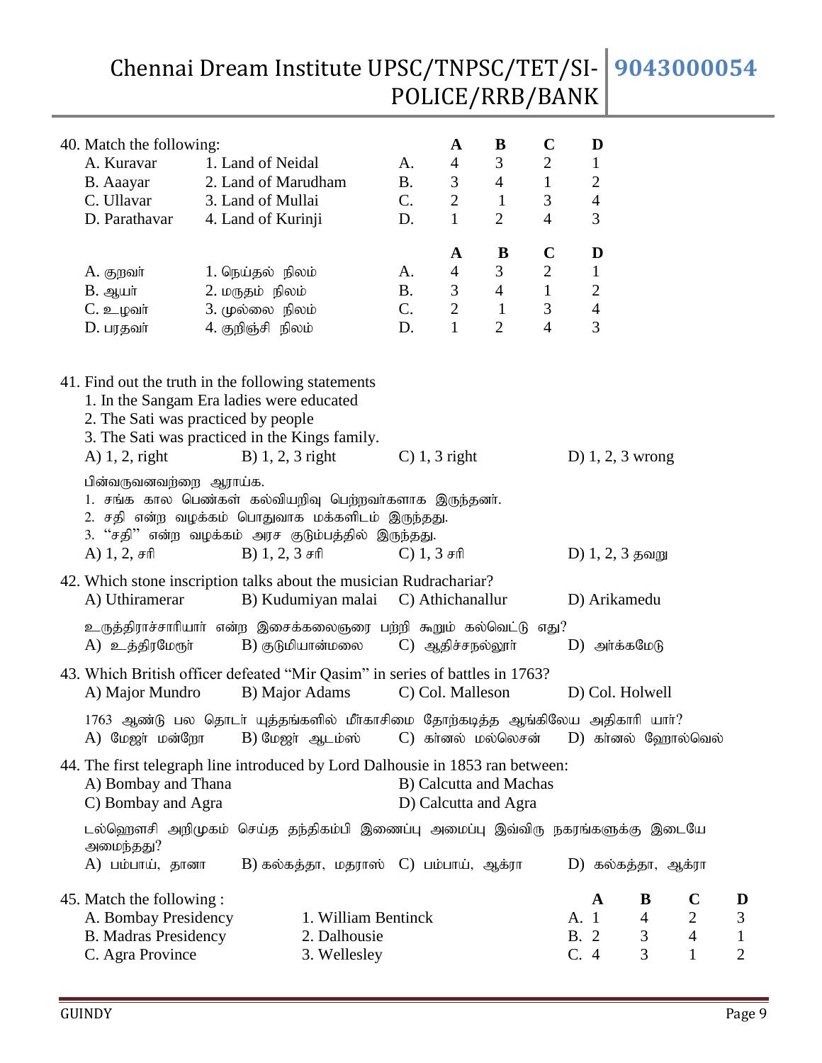40. Match the following:

| | | | A | B | C | D |
|---|---|---|---|---|---|---|
| A. Kuravar | 1. Land of Neidal | A. | 4 | 3 | 2 | 1 |
| B. Aaayar | 2. Land of Marudham | B. | 3 | 4 | 1 | 2 |
| C. Ullavar | 3. Land of Mullai | C. | 2 | 1 | 3 | 4 |
| D. Parathavar | 4. Land of Kurinji | D. | 1 | 2 | 4 | 3 |

| | | | A | B | C | D |
|---|---|---|---|---|---|---|
| A. குறவர் | 1. நெய்தல் நிலம் | A. | 4 | 3 | 2 | 1 |
| B. ஆயர் | 2. மருதம் நிலம் | B. | 3 | 4 | 1 | 2 |
| C. உழவர் | 3. முல்லை நிலம் | C. | 2 | 1 | 3 | 4 |
| D. பரதவர் | 4. குறிஞ்சி நிலம் | D. | 1 | 2 | 4 | 3 |

41. Find out the truth in the following statements
1. In the Sangam Era ladies were educated
2. The Sati was practiced by people
3. The Sati was practiced in the Kings family.

A) 1, 2, right  B) 1, 2, 3 right  C) 1, 3 right  D) 1, 2, 3 wrong

பின்வருவனவற்றை ஆராய்க.
1. சங்க கால பெண்கள் கல்வியறிவு பெற்றவர்களாக இருந்தனர்.
2. சதி என்ற வழக்கம் பொதுவாக மக்களிடம் இருந்தது.
3. “சதி” என்ற வழக்கம் அரச குடும்பத்தில் இருந்தது.

A) 1, 2, சரி  B) 1, 2, 3 சரி  C) 1, 3 சரி  D) 1, 2, 3 தவறு

42. Which stone inscription talks about the musician Rudracharиar?
A) Uthiramerar  B) Kudumiyan malai  C) Athichanallur  D) Arikamedu

உருத்திராச்சாரியார் என்ற இசைக்கலைஞரை பற்றி கூறும் கல்வெட்டு எது?
A) உத்திரமேரூர்  B) குடுமியான்மலை  C) ஆதிச்சநல்லூர்  D) அர்க்கமேடு

43. Which British officer defeated “Mir Qasim” in series of battles in 1763?
A) Major Mundro  B) Major Adams  C) Col. Malleson  D) Col. Holwell

1763 ஆண்டு பல தொடர் யுத்தங்களில் மீர்காசிமை தோற்கடித்த ஆங்கிலேய அதிகாரி யார்?
A) மேஜர் மன்றோ  B) மேஜர் ஆடம்ஸ்  C) கர்னல் மல்லெசன்  D) கர்னல் ஹோல்வெல்

44. The first telegraph line introduced by Lord Dalhousie in 1853 ran between:
A) Bombay and Thana  B) Calcutta and Machas
C) Bombay and Agra  D) Calcutta and Agra

டல்ஹௌசி அறிமுகம் செய்த தந்திகம்பி இணைப்பு அமைப்பு இவ்விரு நகரங்களுக்கு இடையே அமைந்தது?
A) பம்பாய், தானா  B) கல்கத்தா, மதராஸ்  C) பம்பாய், ஆக்ரா  D) கல்கத்தா, ஆக்ரா

45. Match the following :

| | | | A | B | C | D |
|---|---|---|---|---|---|---|
| A. Bombay Presidency | 1. William Bentinck | A. | 1 | 4 | 2 | 3 |
| B. Madras Presidency | 2. Dalhousie | B. | 2 | 3 | 4 | 1 |
| C. Agra Province | 3. Wellesley | C. | 4 | 3 | 1 | 2 |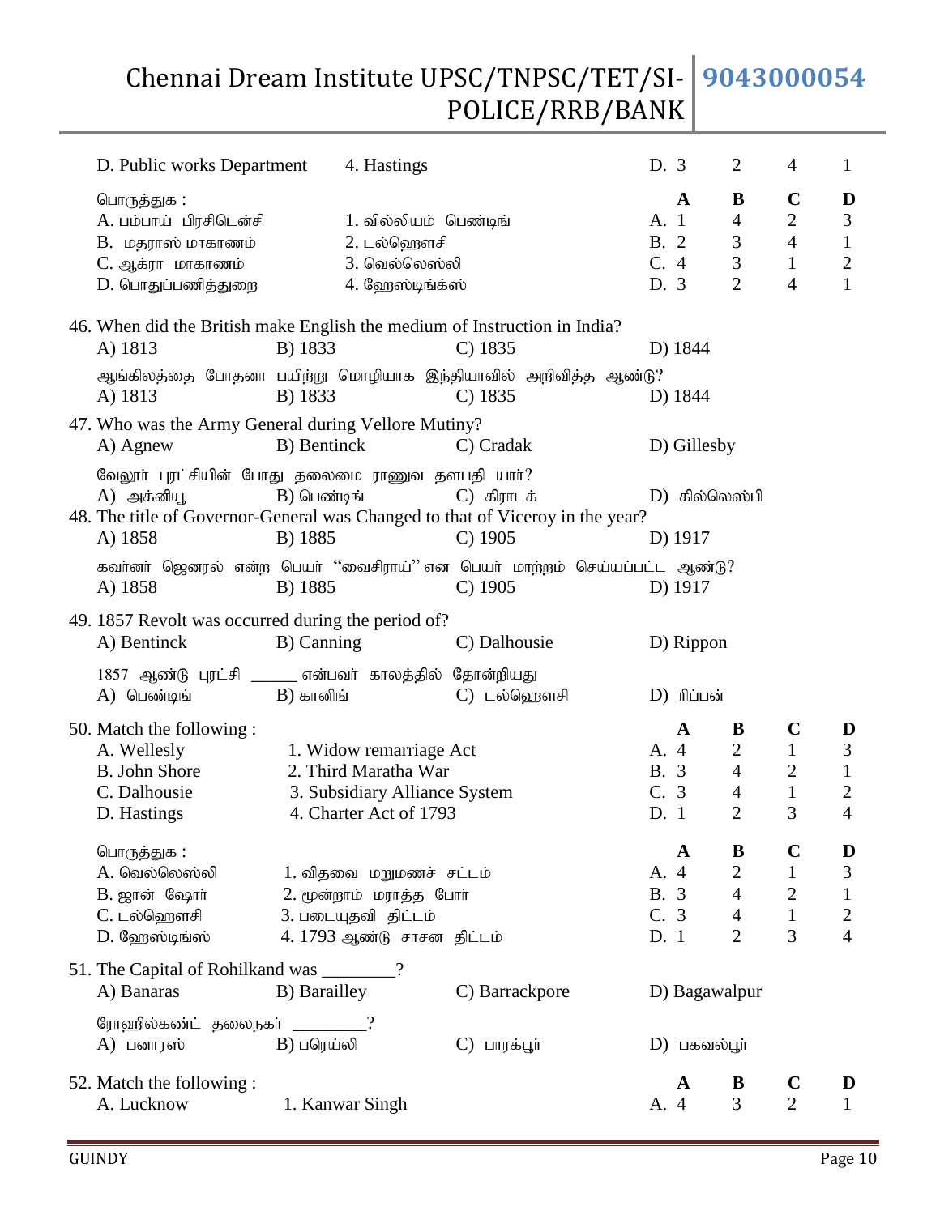| | | | A | B | C | D |
|---|---|---|---|---|---|---|
| D. Public works Department | 4. Hastings | D. | 3 | 2 | 4 | 1 |

பொருத்துக :

| | | | A | B | C | D |
|---|---|---|---|---|---|---|
| A. பம்பாய் பிரசிடென்சி | 1. வில்லியம் பெண்டிங் | A. | 1 | 4 | 2 | 3 |
| B. மதராஸ் மாகாணம் | 2. டல்ஹௌசி | B. | 2 | 3 | 4 | 1 |
| C. ஆக்ரா மாகாணம் | 3. வெல்லெஸ்லி | C. | 4 | 3 | 1 | 2 |
| D. பொதுப்பணித்துறை | 4. ஹேஸ்டிங்க்ஸ் | D. | 3 | 2 | 4 | 1 |

46. When did the British make English the medium of Instruction in India?
A) 1813 B) 1833 C) 1835 D) 1844

ஆங்கிலத்தை போதனா பயிற்று மொழியாக இந்தியாவில் அறிவித்த ஆண்டு?
A) 1813 B) 1833 C) 1835 D) 1844

47. Who was the Army General during Vellore Mutiny?
A) Agnew B) Bentinck C) Cradak D) Gillesby

வேலூர் புரட்சியின் போது தலைமை ராணுவ தளபதி யார்?
A) அக்னியூ B) பெண்டிங் C) கிராடக் D) கில்லெஸ்பி

48. The title of Governor-General was Changed to that of Viceroy in the year?
A) 1858 B) 1885 C) 1905 D) 1917

கவர்னர் ஜெனரல் என்ற பெயர் "வைசிராய்" என பெயர் மாற்றம் செய்யப்பட்ட ஆண்டு?
A) 1858 B) 1885 C) 1905 D) 1917

49. 1857 Revolt was occurred during the period of?
A) Bentinck B) Canning C) Dalhousie D) Rippon

1857 ஆண்டு புரட்சி _____ என்பவர் காலத்தில் தோன்றியது
A) பெண்டிங் B) கானிங் C) டல்ஹௌசி D) ரிப்பன்

50. Match the following :

| | | | A | B | C | D |
|---|---|---|---|---|---|---|
| A. Wellesly | 1. Widow remarriage Act | A. | 4 | 2 | 1 | 3 |
| B. John Shore | 2. Third Maratha War | B. | 3 | 4 | 2 | 1 |
| C. Dalhousie | 3. Subsidiary Alliance System | C. | 3 | 4 | 1 | 2 |
| D. Hastings | 4. Charter Act of 1793 | D. | 1 | 2 | 3 | 4 |

பொருத்துக :

| | | | A | B | C | D |
|---|---|---|---|---|---|---|
| A. வெல்லெஸ்லி | 1. விதவை மறுமணச் சட்டம் | A. | 4 | 2 | 1 | 3 |
| B. ஜான் ஷோர் | 2. மூன்றாம் மராத்த போர் | B. | 3 | 4 | 2 | 1 |
| C. டல்ஹௌசி | 3. படையுதவி திட்டம் | C. | 3 | 4 | 1 | 2 |
| D. ஹேஸ்டிங்ஸ் | 4. 1793 ஆண்டு சாசன திட்டம் | D. | 1 | 2 | 3 | 4 |

51. The Capital of Rohilkand was ________?
A) Banaras B) Barailley C) Barrackpore D) Bagawalpur

ரோஹில்கண்ட் தலைநகர் ________?
A) பனாரஸ் B) பரெய்லி C) பாரக்பூர் D) பகவல்பூர்

52. Match the following :

| | | | A | B | C | D |
|---|---|---|---|---|---|---|
| A. Lucknow | 1. Kanwar Singh | A. | 4 | 3 | 2 | 1 |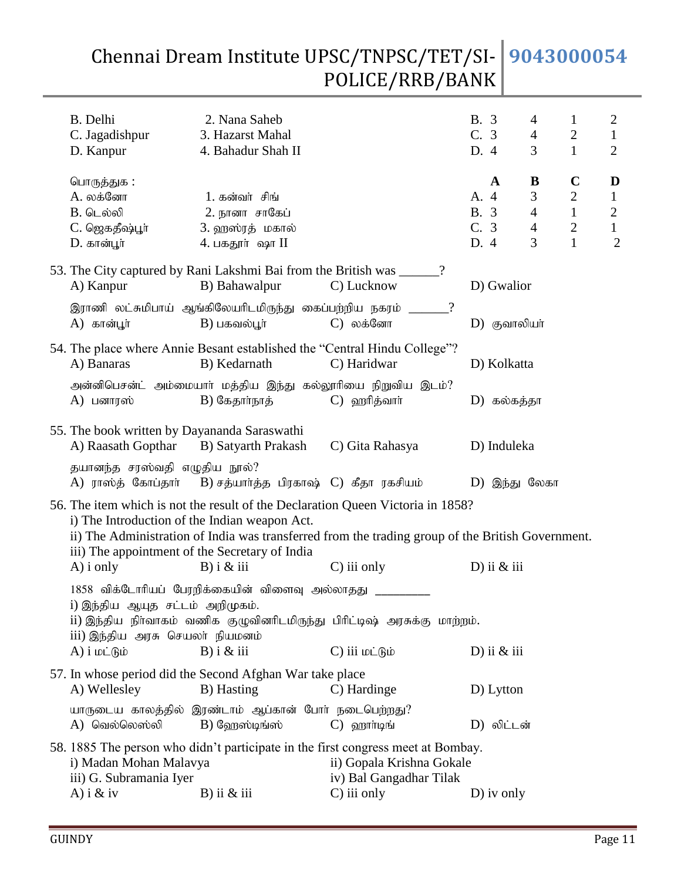| | | | A | B | C | D |
|---|---|---|---|---|---|---|
| B. Delhi | 2. Nana Saheb | B. | 3 | 4 | 1 | 2 |
| C. Jagadishpur | 3. Hazarst Mahal | C. | 3 | 4 | 2 | 1 |
| D. Kanpur | 4. Bahadur Shah II | D. | 4 | 3 | 1 | 2 |

பொருத்துக :

| | | | A | B | C | D |
|---|---|---|---|---|---|---|
| A. லக்னோ | 1. கன்வர் சிங் | A. | 4 | 3 | 2 | 1 |
| B. டெல்லி | 2. நானா சாகேப் | B. | 3 | 4 | 1 | 2 |
| C. ஜெகதீஷ்பூர் | 3. ஹஸ்ரத் மகால் | C. | 3 | 4 | 2 | 1 |
| D. கான்பூர் | 4. பகதூர் ஷா II | D. | 4 | 3 | 1 | 2 |

53. The City captured by Rani Lakshmi Bai from the British was ______?
A) Kanpur B) Bahawalpur C) Lucknow D) Gwalior

இராணி லட்சுமிபாய் ஆங்கிலேயரிடமிருந்து கைப்பற்றிய நகரம் ______?
A) கான்பூர் B) பகவல்பூர் C) லக்னோ D) குவாலியர்

54. The place where Annie Besant established the "Central Hindu College"?
A) Banaras B) Kedarnath C) Haridwar D) Kolkatta

அன்னிபெசன்ட் அம்மையார் மத்திய இந்து கல்லூரியை நிறுவிய இடம்?
A) பனாரஸ் B) கேதார்நாத் C) ஹரித்வார் D) கல்கத்தா

55. The book written by Dayananda Saraswathi
A) Raasath Gopthar B) Satyarth Prakash C) Gita Rahasya D) Induleka

தயானந்த சரஸ்வதி எழுதிய நூல்?
A) ராஸ்த் கோப்தார் B) சத்யார்த்த பிரகாஷ் C) கீதா ரகசியம் D) இந்து லேகா

56. The item which is not the result of the Declaration Queen Victoria in 1858?
i) The Introduction of the Indian weapon Act.
ii) The Administration of India was transferred from the trading group of the British Government.
iii) The appointment of the Secretary of India
A) i only B) i & iii C) iii only D) ii & iii

1858 விக்டோரியப் பேரறிக்கையின் விளைவு அல்லாதது _________
i) இந்திய ஆயுத சட்டம் அறிமுகம்.
ii) இந்திய நிர்வாகம் வணிக குழுவினரிடமிருந்து பிரிட்டிஷ் அரசுக்கு மாற்றம்.
iii) இந்திய அரசு செயலர் நியமனம்
A) i மட்டும் B) i & iii C) iii மட்டும் D) ii & iii

57. In whose period did the Second Afghan War take place
A) Wellesley B) Hasting C) Hardinge D) Lytton

யாருடைய காலத்தில் இரண்டாம் ஆப்கான் போர் நடைபெற்றது?
A) வெல்லெஸ்லி B) ஹேஸ்டிங்ஸ் C) ஹார்டிங் D) லிட்டன்

58. 1885 The person who didn't participate in the first congress meet at Bombay.
i) Madan Mohan Malavya
ii) Gopala Krishna Gokale
iii) G. Subramania Iyer
iv) Bal Gangadhar Tilak
A) i & iv B) ii & iii C) iii only D) iv only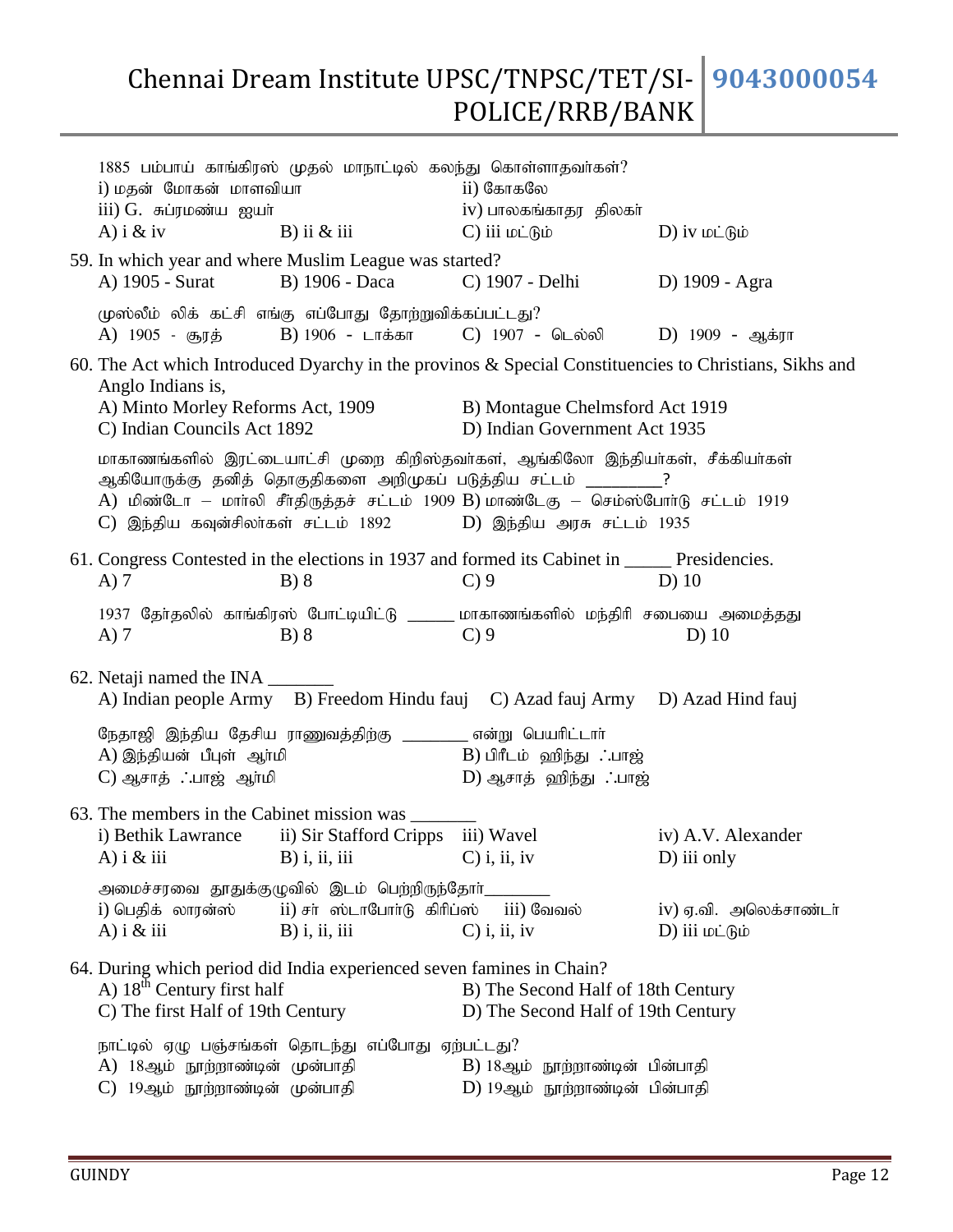1885 பம்பாய் காங்கிரஸ் முதல் மாநாட்டில் கலந்து கொள்ளாதவர்கள்?

i) மதன் மோகன் மாளவியா  
ii) கோகலே  
iii) G. சுப்ரமண்ய ஐயர்  
iv) பாலகங்காதர திலகர்

A) i & iv  B) ii & iii  C) iii மட்டும்  D) iv மட்டும்

59. In which year and where Muslim League was started?

A) 1905 - Surat  B) 1906 - Daca  C) 1907 - Delhi  D) 1909 - Agra

முஸ்லீம் லிக் கட்சி எங்கு எப்போது தோற்றுவிக்கப்பட்டது?

A) 1905 - சூரத்  B) 1906 - டாக்கா  C) 1907 - டெல்லி  D) 1909 - ஆக்ரா

60. The Act which Introduced Dyarchy in the provinos & Special Constituencies to Christians, Sikhs and Anglo Indians is,

A) Minto Morley Reforms Act, 1909  
B) Montague Chelmsford Act 1919  
C) Indian Councils Act 1892  
D) Indian Government Act 1935

மாகாணங்களில் இரட்டையாட்சி முறை கிறிஸ்தவர்கள், ஆங்கிலோ இந்தியர்கள், சீக்கியர்கள் ஆகியோருக்கு தனித் தொகுதிகளை அறிமுகப் படுத்திய சட்டம் ________?

A) மிண்டோ – மார்லி சீர்திருத்தச் சட்டம் 1909  
B) மாண்டேகு – செம்ஸ்போர்டு சட்டம் 1919  
C) இந்திய கவுன்சிலர்கள் சட்டம் 1892  
D) இந்திய அரசு சட்டம் 1935

61. Congress Contested in the elections in 1937 and formed its Cabinet in _____ Presidencies.

A) 7  B) 8  C) 9  D) 10

1937 தேர்தலில் காங்கிரஸ் போட்டியிட்டு _____ மாகாணங்களில் மந்திரி சபையை அமைத்தது

A) 7  B) 8  C) 9  D) 10

62. Netaji named the INA _______

A) Indian people Army  B) Freedom Hindu fauj  C) Azad fauj Army  D) Azad Hind fauj

நேதாஜி இந்திய தேசிய ராணுவத்திற்கு _______ என்று பெயரிட்டார்

A) இந்தியன் பீபுள் ஆர்மி  
B) பிரீடம் ஹிந்து ஃபாஜ்  
C) ஆசாத் ஃபாஜ் ஆர்மி  
D) ஆசாத் ஹிந்து ஃபாஜ்

63. The members in the Cabinet mission was _______

i) Bethik Lawrance  ii) Sir Stafford Cripps  iii) Wavel  iv) A.V. Alexander

A) i & iii  B) i, ii, iii  C) i, ii, iv  D) iii only

அமைச்சரவை தூதுக்குழுவில் இடம் பெற்றிருந்தோர்_______

i) பெதிக் லாரன்ஸ்  ii) சர் ஸ்டாபோர்டு கிரிப்ஸ்  iii) வேவல்  iv) ஏ.வி. அலெக்சாண்டர்

A) i & iii  B) i, ii, iii  C) i, ii, iv  D) iii மட்டும்

64. During which period did India experienced seven famines in Chain?

A) 18th Century first half  
B) The Second Half of 18th Century  
C) The first Half of 19th Century  
D) The Second Half of 19th Century

நாட்டில் ஏழு பஞ்சங்கள் தொடந்து எப்போது ஏற்பட்டது?

A) 18ஆம் நூற்றாண்டின் முன்பாதி  
B) 18ஆம் நூற்றாண்டின் பின்பாதி  
C) 19ஆம் நூற்றாண்டின் முன்பாதி  
D) 19ஆம் நூற்றாண்டின் பின்பாதி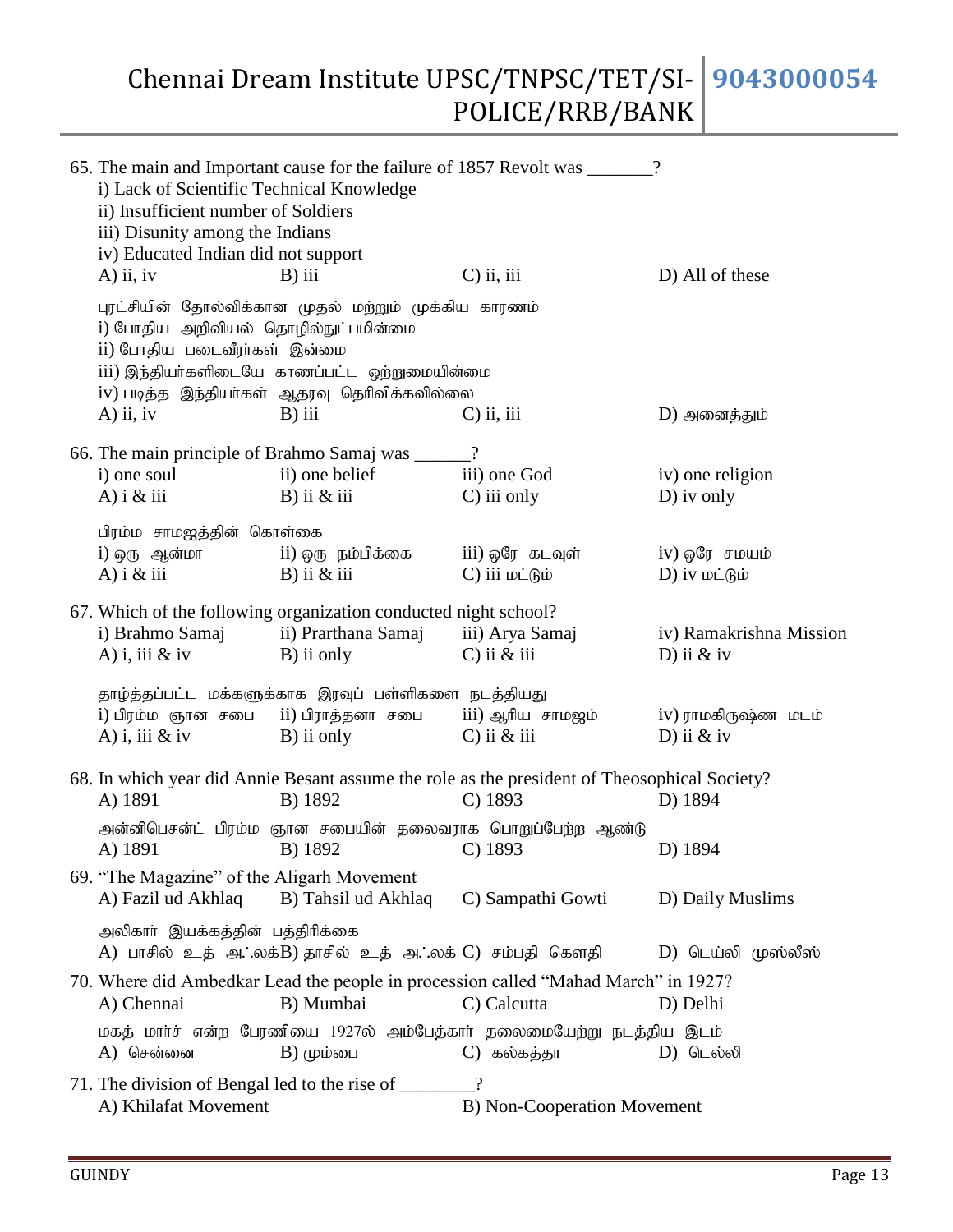65. The main and Important cause for the failure of 1857 Revolt was _______?
   i) Lack of Scientific Technical Knowledge
   ii) Insufficient number of Soldiers
   iii) Disunity among the Indians
   iv) Educated Indian did not support
   A) ii, iv  B) iii  C) ii, iii  D) All of these

   புரட்சியின் தோல்விக்கான முதல் மற்றும் முக்கிய காரணம்
   i) போதிய அறிவியல் தொழில்நுட்பமின்மை
   ii) போதிய படைவீரர்கள் இன்மை
   iii) இந்தியர்களிடையே காணப்பட்ட ஒற்றுமையின்மை
   iv) படித்த இந்தியர்கள் ஆதரவு தெரிவிக்கவில்லை
   A) ii, iv  B) iii  C) ii, iii  D) அனைத்தும்

66. The main principle of Brahmo Samaj was ______?
   i) one soul  ii) one belief  iii) one God  iv) one religion
   A) i & iii  B) ii & iii  C) iii only  D) iv only

   பிரம்ம சாமஜத்தின் கொள்கை
   i) ஒரு ஆன்மா  ii) ஒரு நம்பிக்கை  iii) ஒரே கடவுள்  iv) ஒரே சமயம்
   A) i & iii  B) ii & iii  C) iii மட்டும்  D) iv மட்டும்

67. Which of the following organization conducted night school?
   i) Brahmo Samaj  ii) Prarthana Samaj  iii) Arya Samaj  iv) Ramakrishna Mission
   A) i, iii & iv  B) ii only  C) ii & iii  D) ii & iv

   தாழ்த்தப்பட்ட மக்களுக்காக இரவுப் பள்ளிகளை நடத்தியது
   i) பிரம்ம ஞான சபை  ii) பிராத்தனா சபை  iii) ஆரிய சாமஜம்  iv) ராமகிருஷ்ண மடம்
   A) i, iii & iv  B) ii only  C) ii & iii  D) ii & iv

68. In which year did Annie Besant assume the role as the president of Theosophical Society?
   A) 1891  B) 1892  C) 1893  D) 1894

   அன்னிபெசன்ட் பிரம்ம ஞான சபையின் தலைவராக பொறுப்பேற்ற ஆண்டு
   A) 1891  B) 1892  C) 1893  D) 1894

69. "The Magazine" of the Aligarh Movement
   A) Fazil ud Akhlaq  B) Tahsil ud Akhlaq  C) Sampathi Gowti  D) Daily Muslims

   அலிகார் இயக்கத்தின் பத்திரிக்கை
   A) பாசில் உத் அ.்.லக் B) தாசில் உத் அ.்.லக் C) சம்பதி கௌதி  D) டெய்லி முஸ்லீஸ்

70. Where did Ambedkar Lead the people in procession called "Mahad March" in 1927?
   A) Chennai  B) Mumbai  C) Calcutta  D) Delhi

   மகத் மார்ச் என்ற பேரணியை 1927ல் அம்பேத்கார் தலைமையேற்று நடத்திய இடம்
   A) சென்னை  B) மும்பை  C) கல்கத்தா  D) டெல்லி

71. The division of Bengal led to the rise of ________?
   A) Khilafat Movement  B) Non-Cooperation Movement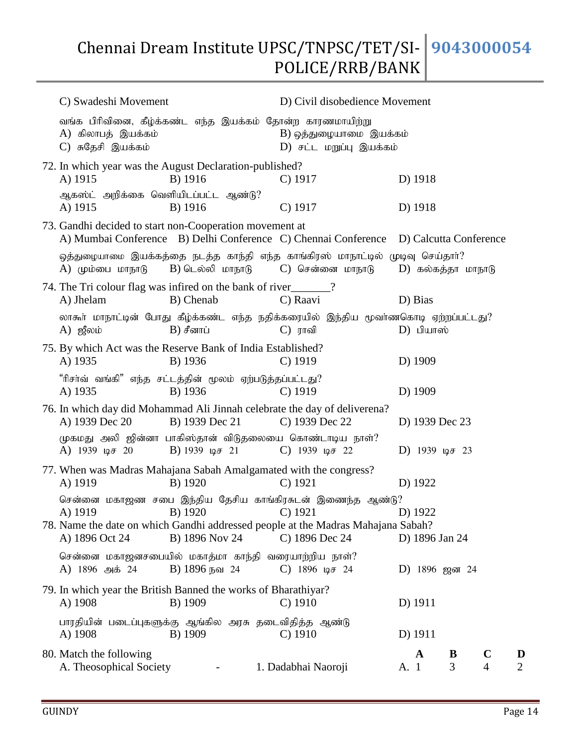C) Swadeshi Movement D) Civil disobedience Movement

வங்க பிரிவினை, கீழ்க்கண்ட எந்த இயக்கம் தோன்ற காரணமாயிற்று
A) கிலாபத் இயக்கம் B) ஒத்துழையாமை இயக்கம்
C) சுதேசி இயக்கம் D) சட்ட மறுப்பு இயக்கம்

72. In which year was the August Declaration-published?
A) 1915 B) 1916 C) 1917 D) 1918

ஆகஸ்ட் அறிக்கை வெளியிடப்பட்ட ஆண்டு?
A) 1915 B) 1916 C) 1917 D) 1918

73. Gandhi decided to start non-Cooperation movement at
A) Mumbai Conference B) Delhi Conference C) Chennai Conference D) Calcutta Conference

ஒத்துழையாமை இயக்கத்தை நடத்த காந்தி எந்த காங்கிரஸ் மாநாட்டில் முடிவு செய்தார்?
A) மும்பை மாநாடு B) டெல்லி மாநாடு C) சென்னை மாநாடு D) கல்கத்தா மாநாடு

74. The Tri colour flag was infired on the bank of river_______?
A) Jhelam B) Chenab C) Raavi D) Bias

லாகூர் மாநாட்டின் போது கீழ்க்கண்ட எந்த நதிக்கரையில் இந்திய மூவர்ணகொடி ஏற்றப்பட்டது?
A) ஜீலம் B) சீனாப் C) ராவி D) பியாஸ்

75. By which Act was the Reserve Bank of India Established?
A) 1935 B) 1936 C) 1919 D) 1909

"ரிசர்வ் வங்கி" எந்த சட்டத்தின் மூலம் ஏற்படுத்தப்பட்டது?
A) 1935 B) 1936 C) 1919 D) 1909

76. In which day did Mohammad Ali Jinnah celebrate the day of deliverena?
A) 1939 Dec 20 B) 1939 Dec 21 C) 1939 Dec 22 D) 1939 Dec 23

முகமது அலி ஜின்னா பாகிஸ்தான் விடுதலையை கொண்டாடிய நாள்?
A) 1939 டிச 20 B) 1939 டிச 21 C) 1939 டிச 22 D) 1939 டிச 23

77. When was Madras Mahajana Sabah Amalgamated with the congress?
A) 1919 B) 1920 C) 1921 D) 1922

சென்னை மகாஜண சபை இந்திய தேசிய காங்கிரசுடன் இணைந்த ஆண்டு?
A) 1919 B) 1920 C) 1921 D) 1922

78. Name the date on which Gandhi addressed people at the Madras Mahajana Sabah?
A) 1896 Oct 24 B) 1896 Nov 24 C) 1896 Dec 24 D) 1896 Jan 24

சென்னை மகாஜனசபையில் மகாத்மா காந்தி வரையாற்றிய நாள்?
A) 1896 அக் 24 B) 1896 நவ 24 C) 1896 டிச 24 D) 1896 ஜன 24

79. In which year the British Banned the works of Bharathiyar?
A) 1908 B) 1909 C) 1910 D) 1911

பாரதியின் படைப்புகளுக்கு ஆங்கில அரசு தடைவிதித்த ஆண்டு
A) 1908 B) 1909 C) 1910 D) 1911

80. Match the following
A. Theosophical Society - 1. Dadabhai Naoroji

| | A | B | C | D |
|---|---|---|---|---|
| A. | 1 | 3 | 4 | 2 |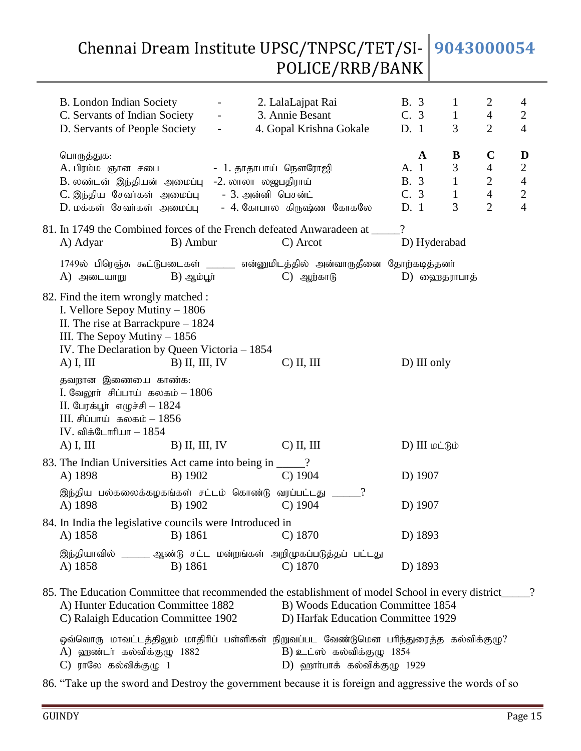B. London Indian Society - 2. LalaLajpat Rai
C. Servants of Indian Society - 3. Annie Besant
D. Servants of People Society - 4. Gopal Krishna Gokale

| | | | | |
|---|---|---|---|---|
| B. | 3 | 1 | 2 | 4 |
| C. | 3 | 1 | 4 | 2 |
| D. | 1 | 3 | 2 | 4 |

பொருத்துக:
A. பிரம்ம ஞான சபை - 1. தாதாபாய் நௌரோஜி
B. லண்டன் இந்தியன் அமைப்பு -2. லாலா லஜபதிராய்
C. இந்திய சேவர்கள் அமைப்பு - 3. அன்னி பெசன்ட்
D. மக்கள் சேவர்கள் அமைப்பு - 4. கோபால கிருஷ்ண கோகலே

| | A | B | C | D |
|---|---|---|---|---|
| A. | 1 | 3 | 4 | 2 |
| B. | 3 | 1 | 2 | 4 |
| C. | 3 | 1 | 4 | 2 |
| D. | 1 | 3 | 2 | 4 |

81. In 1749 the Combined forces of the French defeated Anwaradeen at _____?
A) Adyar B) Ambur C) Arcot D) Hyderabad

1749ல் பிரெஞ்சு கூட்டுபடைகள் _____ என்னுமிடத்தில் அன்வாருதீனை தோற்கடித்தனர்
A) அடையாறு B) ஆம்பூர் C) ஆற்காடு D) ஹைதராபாத்

82. Find the item wrongly matched :
I. Vellore Sepoy Mutiny – 1806
II. The rise at Barrackpure – 1824
III. The Sepoy Mutiny – 1856
IV. The Declaration by Queen Victoria – 1854
A) I, III B) II, III, IV C) II, III D) III only

தவறான இணையை காண்க:
I. வேலூர் சிப்பாய் கலகம் – 1806
II. பேரக்பூர் எழுச்சி – 1824
III. சிப்பாய் கலகம் – 1856
IV. விக்டோரியா – 1854
A) I, III B) II, III, IV C) II, III D) III மட்டும்

83. The Indian Universities Act came into being in _____?
A) 1898 B) 1902 C) 1904 D) 1907

இந்திய பல்கலைக்கழகங்கள் சட்டம் கொண்டு வரப்பட்டது _____?
A) 1898 B) 1902 C) 1904 D) 1907

84. In India the legislative councils were Introduced in
A) 1858 B) 1861 C) 1870 D) 1893

இந்தியாவில் _____ ஆண்டு சட்ட மன்றங்கள் அறிமுகப்படுத்தப் பட்டது
A) 1858 B) 1861 C) 1870 D) 1893

85. The Education Committee that recommended the establishment of model School in every district_____?
A) Hunter Education Committee 1882 B) Woods Education Committee 1854
C) Ralaigh Education Committee 1902 D) Harfak Education Committee 1929

ஒவ்வொரு மாவட்டத்திலும் மாதிரிப் பள்ளிகள் நிறுவப்பட வேண்டுமென பரிந்துரைத்த கல்விக்குழு?
A) ஹண்டர் கல்விக்குழு 1882 B) உட்ஸ் கல்விக்குழு 1854
C) ராலே கல்விக்குழு 1 D) ஹார்பாக் கல்விக்குழு 1929

86. "Take up the sword and Destroy the government because it is foreign and aggressive the words of so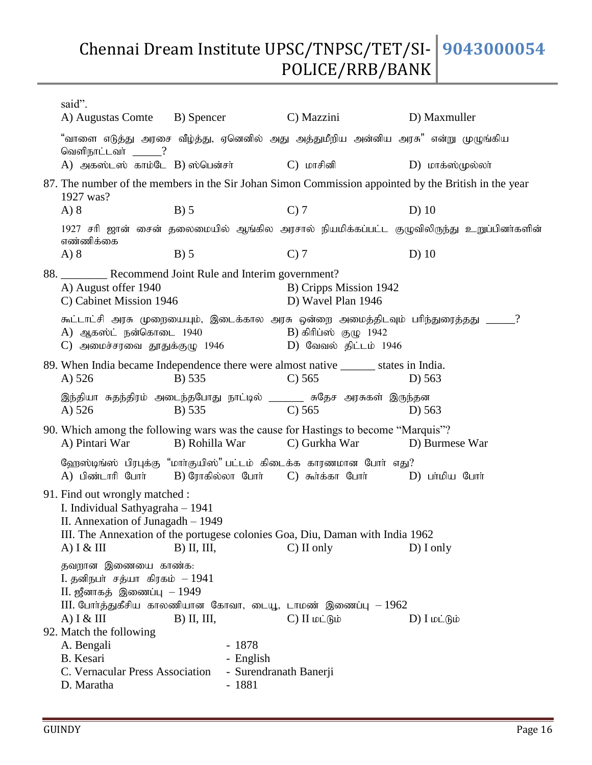said".
A) Augustas Comte B) Spencer C) Mazzini D) Maxmuller

"வாளை எடுத்து அரசை வீழ்த்து, ஏனெனில் அது அத்துமீறிய அன்னிய அரசு" என்று முழுங்கிய வெளிநாட்டவர் _____?
A) அகஸ்டஸ் காம்டே B) ஸ்பென்சர் C) மாசினி D) மாக்ஸ்முல்லர்

87. The number of the members in the Sir Johan Simon Commission appointed by the British in the year 1927 was?
A) 8 B) 5 C) 7 D) 10

1927 சரி ஜான் சைன் தலைமையில் ஆங்கில அரசால் நியமிக்கப்பட்ட குழுவிலிருந்து உறுப்பினர்களின் எண்ணிக்கை
A) 8 B) 5 C) 7 D) 10

88. ________ Recommend Joint Rule and Interim government?
A) August offer 1940 B) Cripps Mission 1942
C) Cabinet Mission 1946 D) Wavel Plan 1946

கூட்டாட்சி அரசு முறையையும், இடைக்கால அரசு ஒன்றை அமைத்திடவும் பரிந்துரைத்தது _____?
A) ஆகஸ்ட் நன்கொடை 1940 B) கிரிப்ஸ் குழு 1942
C) அமைச்சரவை தூதுக்குழு 1946 D) வேவல் திட்டம் 1946

89. When India became Independence there were almost native ______ states in India.
A) 526 B) 535 C) 565 D) 563

இந்தியா சுதந்திரம் அடைந்தபோது நாட்டில் _______ சுதேச அரசுகள் இருந்தன
A) 526 B) 535 C) 565 D) 563

90. Which among the following wars was the cause for Hastings to become "Marquis"?
A) Pintari War B) Rohilla War C) Gurkha War D) Burmese War

ஹேஸ்டிங்ஸ் பிரபுக்கு "மார்குயிஸ்" பட்டம் கிடைக்க காரணமான போர் எது?
A) பிண்டாரி போர் B) ரோகில்லா போர் C) கூர்க்கா போர் D) பர்மிய போர்

91. Find out wrongly matched :
I. Individual Sathyagraha – 1941
II. Annexation of Junagadh – 1949
III. The Annexation of the portugese colonies Goa, Diu, Daman with India 1962
A) I & III B) II, III, C) II only D) I only

தவறான இணையை காண்க:
I. தனிநபர் சத்யா கிரகம் – 1941
II. ஜீனாகத் இணைப்பு – 1949
III. போர்த்துகீசிய காலணியான கோவா, டையூ, டாமண் இணைப்பு – 1962
A) I & III B) II, III, C) II மட்டும் D) I மட்டும்

92. Match the following
A. Bengali - 1878
B. Kesari - English
C. Vernacular Press Association - Surendranath Banerji
D. Maratha - 1881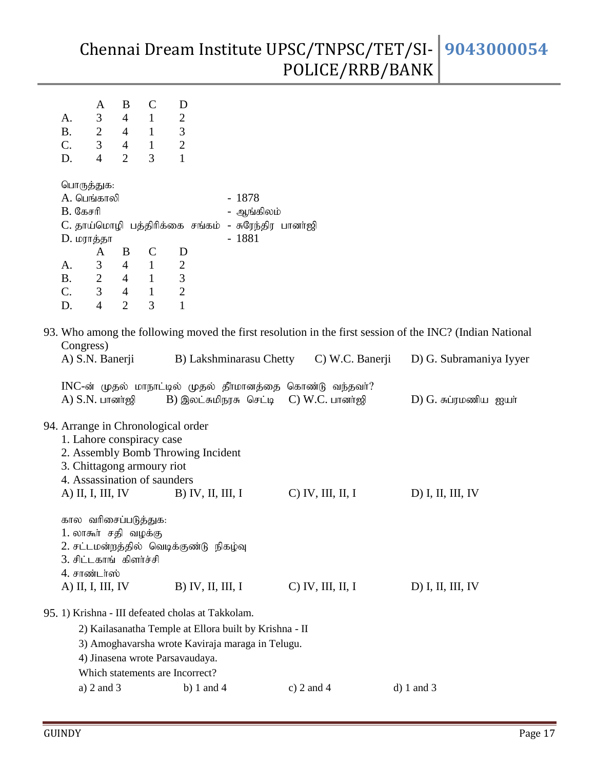|  | A | B | C | D |
|---|---|---|---|---|
| A. | 3 | 4 | 1 | 2 |
| B. | 2 | 4 | 1 | 3 |
| C. | 3 | 4 | 1 | 2 |
| D. | 4 | 2 | 3 | 1 |

பொருத்துக:

A. பெங்காலி - 1878

B. கேசரி - ஆங்கிலம்

C. தாய்மொழி பத்திரிக்கை சங்கம் - சுரேந்திர பானர்ஜி

D. மராத்தா - 1881

|  | A | B | C | D |
|---|---|---|---|---|
| A. | 3 | 4 | 1 | 2 |
| B. | 2 | 4 | 1 | 3 |
| C. | 3 | 4 | 1 | 2 |
| D. | 4 | 2 | 3 | 1 |

93. Who among the following moved the first resolution in the first session of the INC? (Indian National Congress)

A) S.N. Banerji B) Lakshminarasu Chetty C) W.C. Banerji D) G. Subramaniya Iyyer

INC-ன் முதல் மாநாட்டில் முதல் தீர்மானத்தை கொண்டு வந்தவர்?

A) S.N. பானர்ஜி B) இலட்சுமிநரசு செட்டி C) W.C. பானர்ஜி D) G. சுப்ரமணிய ஐயர்

94. Arrange in Chronological order

1. Lahore conspiracy case
2. Assembly Bomb Throwing Incident
3. Chittagong armoury riot
4. Assassination of saunders

A) II, I, III, IV B) IV, II, III, I C) IV, III, II, I D) I, II, III, IV

கால வரிசைப்படுத்துக:

1. லாகூர் சதி வழக்கு
2. சட்டமன்றத்தில் வெடிக்குண்டு நிகழ்வு
3. சிட்டகாங் கிளர்ச்சி
4. சாண்டர்ஸ்

A) II, I, III, IV B) IV, II, III, I C) IV, III, II, I D) I, II, III, IV

95. 1) Krishna - III defeated cholas at Takkolam.

2) Kailasanatha Temple at Ellora built by Krishna - II

3) Amoghavarsha wrote Kaviraja maraga in Telugu.

4) Jinasena wrote Parsavaudaya.

Which statements are Incorrect?

a) 2 and 3 b) 1 and 4 c) 2 and 4 d) 1 and 3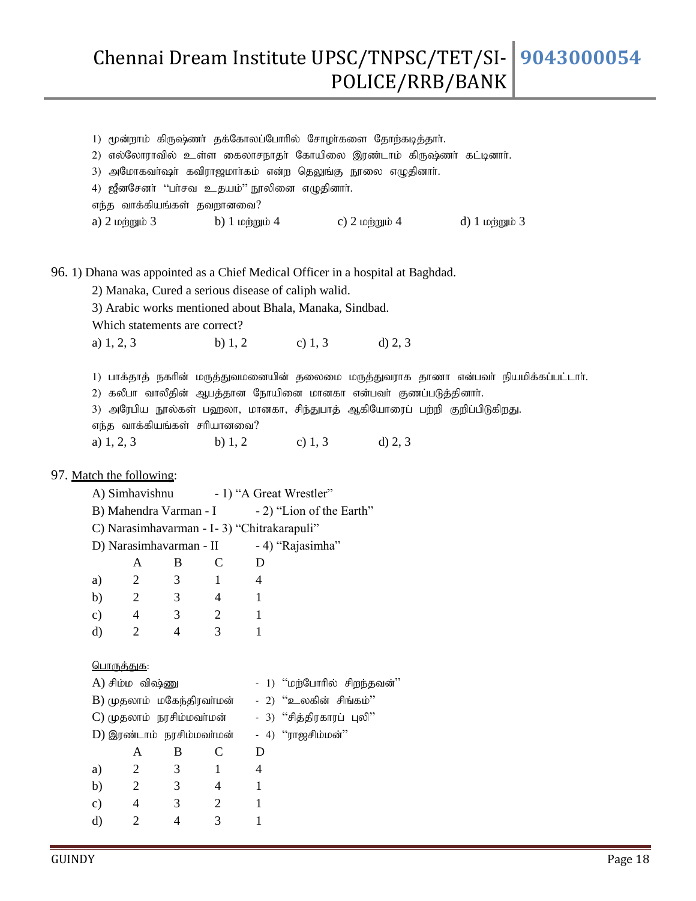1) மூன்றாம் கிருஷ்ணர் தக்கோலப்போரில் சோழர்களை தோற்கடித்தார்.

2) எல்லோராவில் உள்ள கைலாசநாதர் கோயிலை இரண்டாம் கிருஷ்ணர் கட்டினார்.

3) அமோகவர்ஷர் கவிராஜமார்கம் என்ற தெலுங்கு நூலை எழுதினார்.

4) ஜீனசேனர் "பர்சவ உதயம்" நூலினை எழுதினார்.

எந்த வாக்கியங்கள் தவறானவை?

a) 2 மற்றும் 3 b) 1 மற்றும் 4 c) 2 மற்றும் 4 d) 1 மற்றும் 3

96. 1) Dhana was appointed as a Chief Medical Officer in a hospital at Baghdad.

2) Manaka, Cured a serious disease of caliph walid.

3) Arabic works mentioned about Bhala, Manaka, Sindbad.

Which statements are correct?

a) 1, 2, 3 b) 1, 2 c) 1, 3 d) 2, 3

1) பாக்தாத் நகரின் மருத்துவமனையின் தலைமை மருத்துவராக தாணா என்பவர் நியமிக்கப்பட்டார்.

2) கலீபா வாலீதின் ஆபத்தான நோயினை மானகா என்பவர் குணப்படுத்தினார்.

3) அரேபிய நூல்கள் பஹலா, மானகா, சிந்துபாத் ஆகியோரைப் பற்றி குறிப்பிடுகிறது.

எந்த வாக்கியங்கள் சரியானவை?

a) 1, 2, 3 b) 1, 2 c) 1, 3 d) 2, 3

97. Match the following:

A) Simhavishnu - 1) "A Great Wrestler"

B) Mahendra Varman - I - 2) "Lion of the Earth"

C) Narasimhavarman - I - 3) "Chitrakarapuli"

D) Narasimhavarman - II - 4) "Rajasimha"

| | A | B | C | D |
|---|---|---|---|---|
| a) | 2 | 3 | 1 | 4 |
| b) | 2 | 3 | 4 | 1 |
| c) | 4 | 3 | 2 | 1 |
| d) | 2 | 4 | 3 | 1 |

பொருத்துக:

A) சிம்ம விஷ்ணு - 1) "மற்போரில் சிறந்தவன்"

B) முதலாம் மகேந்திரவர்மன் - 2) "உலகின் சிங்கம்"

C) முதலாம் நரசிம்மவர்மன் - 3) "சித்திரகாரப் புலி"

D) இரண்டாம் நரசிம்மவர்மன் - 4) "ராஜசிம்மன்"

| | A | B | C | D |
|---|---|---|---|---|
| a) | 2 | 3 | 1 | 4 |
| b) | 2 | 3 | 4 | 1 |
| c) | 4 | 3 | 2 | 1 |
| d) | 2 | 4 | 3 | 1 |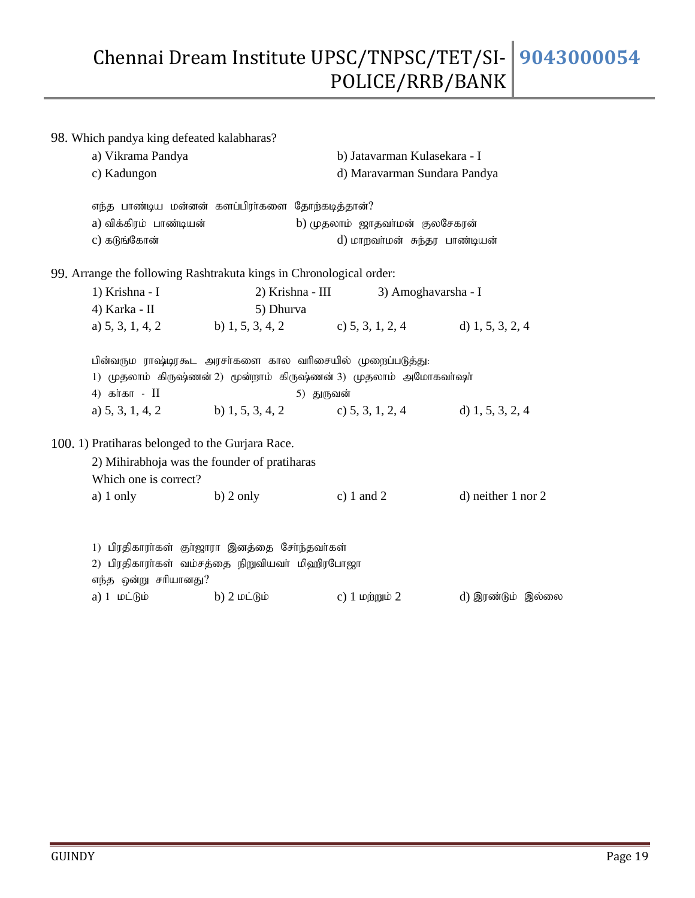98. Which pandya king defeated kalabharas?

a) Vikrama Pandya b) Jatavarman Kulasekara - I
c) Kadungon d) Maravarman Sundara Pandya

எந்த பாண்டிய மன்னன் களப்பிரர்களை தோற்கடித்தான்?

a) விக்கிரம் பாண்டியன் b) முதலாம் ஜாதவர்மன் குலசேகரன்
c) கடுங்கோன் d) மாறவர்மன் சுந்தர பாண்டியன்

99. Arrange the following Rashtrakuta kings in Chronological order:

1) Krishna - I 2) Krishna - III 3) Amoghavarsha - I
4) Karka - II 5) Dhurva

a) 5, 3, 1, 4, 2 b) 1, 5, 3, 4, 2 c) 5, 3, 1, 2, 4 d) 1, 5, 3, 2, 4

பின்வரும ராஷ்டிரகூட அரசர்களை கால வரிசையில் முறைப்படுத்து:

1) முதலாம் கிருஷ்ணன் 2) மூன்றாம் கிருஷ்ணன் 3) முதலாம் அமோகவர்ஷர்
4) கர்கா - II 5) துருவன்

a) 5, 3, 1, 4, 2 b) 1, 5, 3, 4, 2 c) 5, 3, 1, 2, 4 d) 1, 5, 3, 2, 4

100. 1) Pratiharas belonged to the Gurjara Race.

2) Mihirabhoja was the founder of pratiharas

Which one is correct?

a) 1 only b) 2 only c) 1 and 2 d) neither 1 nor 2

1) பிரதிகாரர்கள் குர்ஜாரா இனத்தை சேர்ந்தவர்கள்

2) பிரதிகாரர்கள் வம்சத்தை நிறுவியவர் மிஹிரபோஜா

எந்த ஒன்று சரியானது?

a) 1 மட்டும் b) 2 மட்டும் c) 1 மற்றும் 2 d) இரண்டும் இல்லை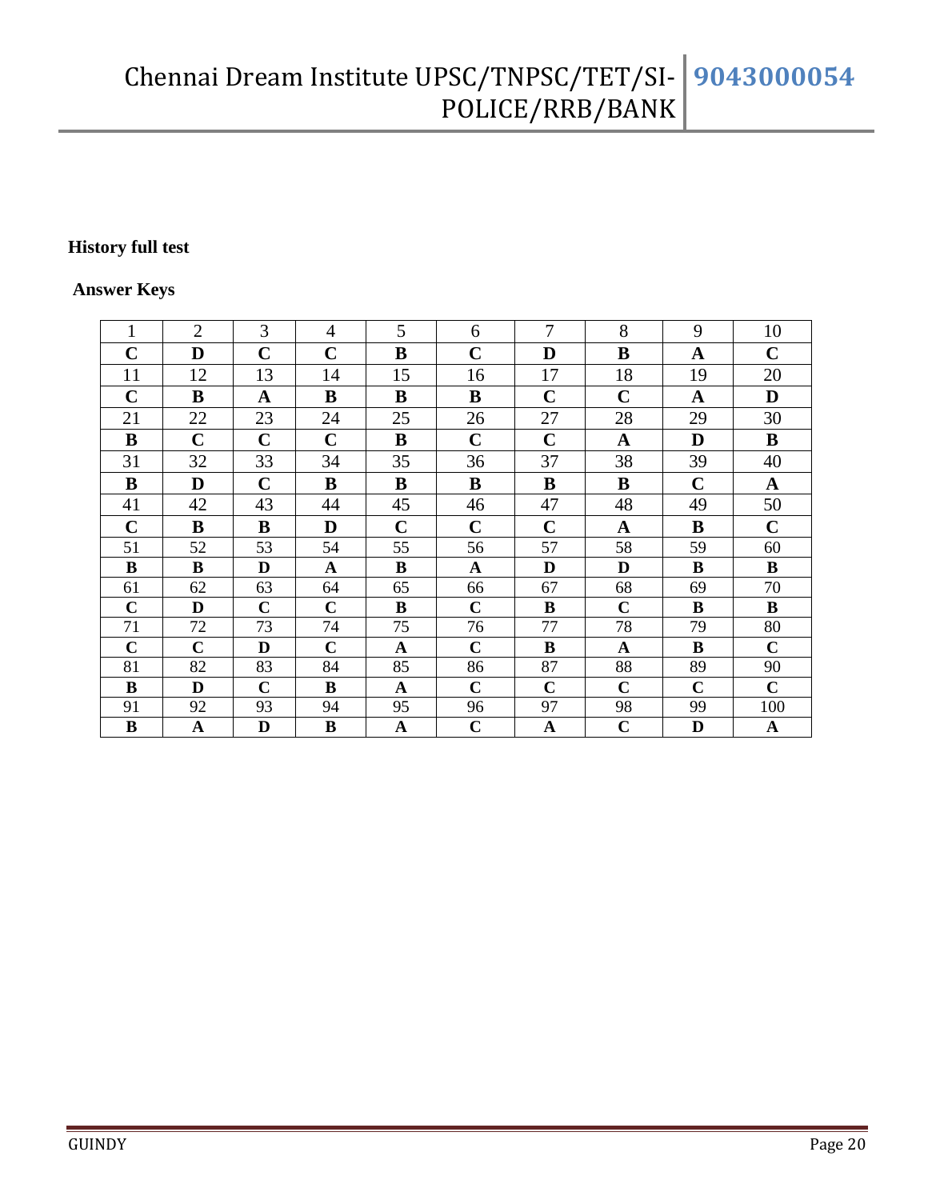**History full test**

**Answer Keys**

| 1 | 2 | 3 | 4 | 5 | 6 | 7 | 8 | 9 | 10 |
|---|---|---|---|---|---|---|---|---|---|
| **C** | **D** | **C** | **C** | **B** | **C** | **D** | **B** | **A** | **C** |
| 11 | 12 | 13 | 14 | 15 | 16 | 17 | 18 | 19 | 20 |
| **C** | **B** | **A** | **B** | **B** | **B** | **C** | **C** | **A** | **D** |
| 21 | 22 | 23 | 24 | 25 | 26 | 27 | 28 | 29 | 30 |
| **B** | **C** | **C** | **C** | **B** | **C** | **C** | **A** | **D** | **B** |
| 31 | 32 | 33 | 34 | 35 | 36 | 37 | 38 | 39 | 40 |
| **B** | **D** | **C** | **B** | **B** | **B** | **B** | **B** | **C** | **A** |
| 41 | 42 | 43 | 44 | 45 | 46 | 47 | 48 | 49 | 50 |
| **C** | **B** | **B** | **D** | **C** | **C** | **C** | **A** | **B** | **C** |
| 51 | 52 | 53 | 54 | 55 | 56 | 57 | 58 | 59 | 60 |
| **B** | **B** | **D** | **A** | **B** | **A** | **D** | **D** | **B** | **B** |
| 61 | 62 | 63 | 64 | 65 | 66 | 67 | 68 | 69 | 70 |
| **C** | **D** | **C** | **C** | **B** | **C** | **B** | **C** | **B** | **B** |
| 71 | 72 | 73 | 74 | 75 | 76 | 77 | 78 | 79 | 80 |
| **C** | **C** | **D** | **C** | **A** | **C** | **B** | **A** | **B** | **C** |
| 81 | 82 | 83 | 84 | 85 | 86 | 87 | 88 | 89 | 90 |
| **B** | **D** | **C** | **B** | **A** | **C** | **C** | **C** | **C** | **C** |
| 91 | 92 | 93 | 94 | 95 | 96 | 97 | 98 | 99 | 100 |
| **B** | **A** | **D** | **B** | **A** | **C** | **A** | **C** | **D** | **A** |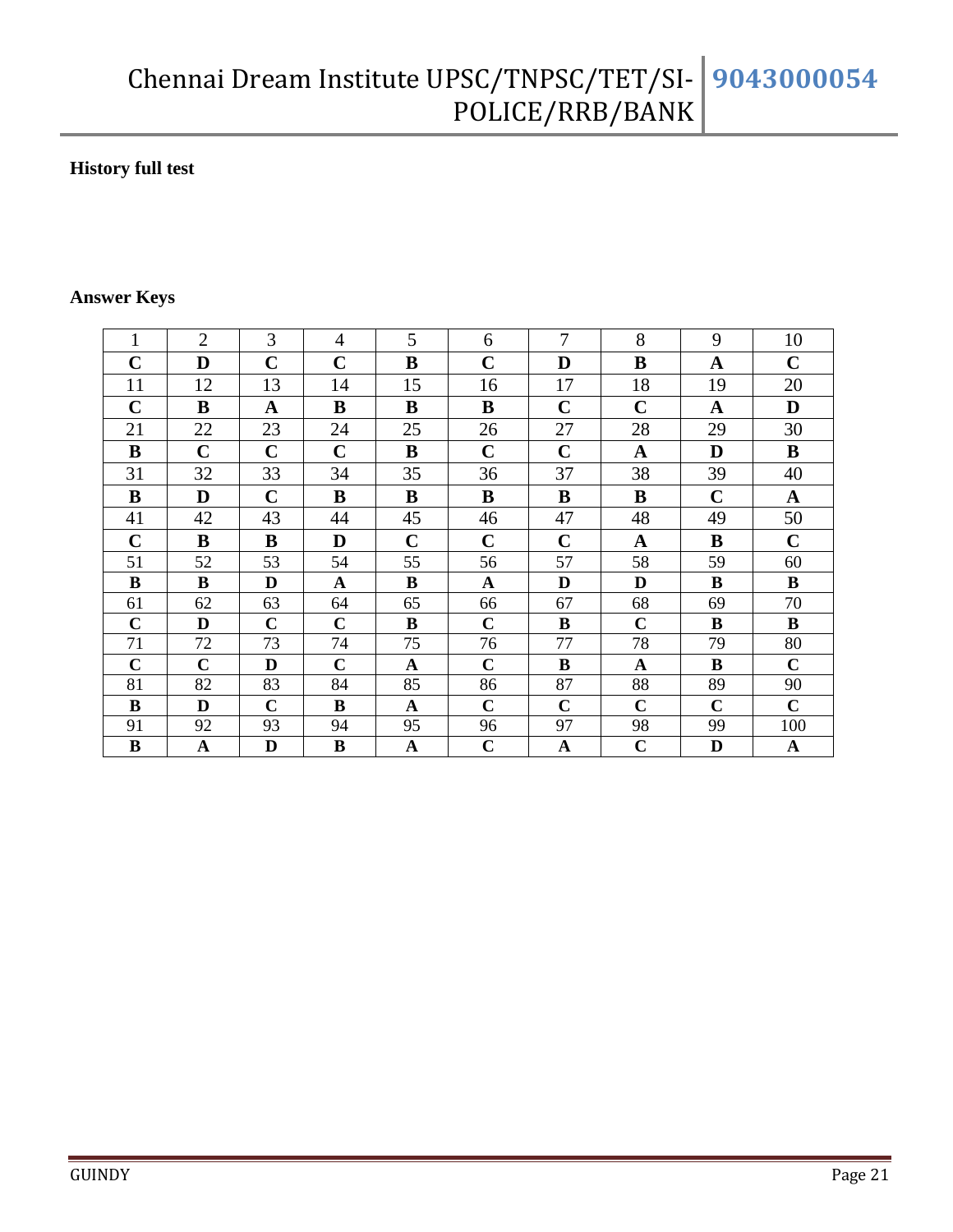**History full test**

**Answer Keys**

| | | | | | | | | | |
|---|---|---|---|---|---|---|---|---|---|
| 1 | 2 | 3 | 4 | 5 | 6 | 7 | 8 | 9 | 10 |
| **C** | **D** | **C** | **C** | **B** | **C** | **D** | **B** | **A** | **C** |
| 11 | 12 | 13 | 14 | 15 | 16 | 17 | 18 | 19 | 20 |
| **C** | **B** | **A** | **B** | **B** | **B** | **C** | **C** | **A** | **D** |
| 21 | 22 | 23 | 24 | 25 | 26 | 27 | 28 | 29 | 30 |
| **B** | **C** | **C** | **C** | **B** | **C** | **C** | **A** | **D** | **B** |
| 31 | 32 | 33 | 34 | 35 | 36 | 37 | 38 | 39 | 40 |
| **B** | **D** | **C** | **B** | **B** | **B** | **B** | **B** | **C** | **A** |
| 41 | 42 | 43 | 44 | 45 | 46 | 47 | 48 | 49 | 50 |
| **C** | **B** | **B** | **D** | **C** | **C** | **C** | **A** | **B** | **C** |
| 51 | 52 | 53 | 54 | 55 | 56 | 57 | 58 | 59 | 60 |
| **B** | **B** | **D** | **A** | **B** | **A** | **D** | **D** | **B** | **B** |
| 61 | 62 | 63 | 64 | 65 | 66 | 67 | 68 | 69 | 70 |
| **C** | **D** | **C** | **C** | **B** | **C** | **B** | **C** | **B** | **B** |
| 71 | 72 | 73 | 74 | 75 | 76 | 77 | 78 | 79 | 80 |
| **C** | **C** | **D** | **C** | **A** | **C** | **B** | **A** | **B** | **C** |
| 81 | 82 | 83 | 84 | 85 | 86 | 87 | 88 | 89 | 90 |
| **B** | **D** | **C** | **B** | **A** | **C** | **C** | **C** | **C** | **C** |
| 91 | 92 | 93 | 94 | 95 | 96 | 97 | 98 | 99 | 100 |
| **B** | **A** | **D** | **B** | **A** | **C** | **A** | **C** | **D** | **A** |